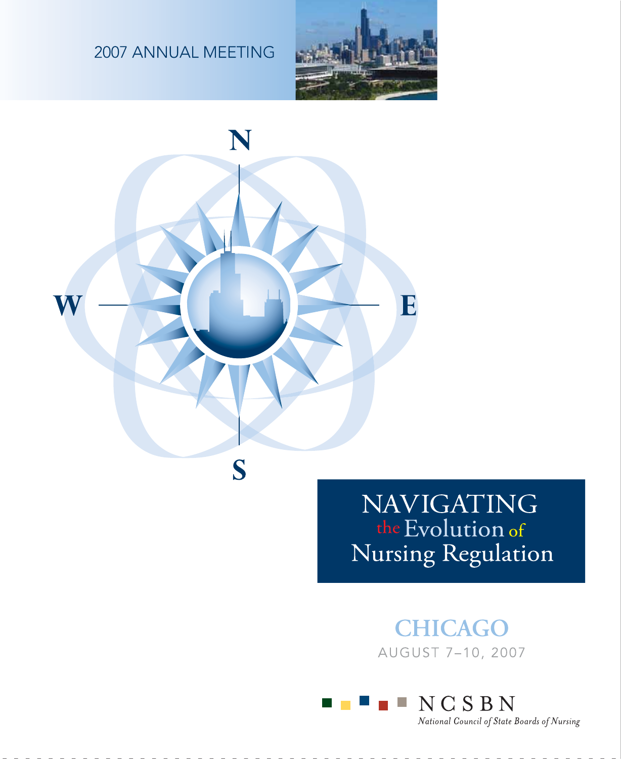2007 ANNUAL MEETING

# NAVIGATING the Evolution of Nursing Regulation

## CHICAGO

AUGUST 7–10, 2007

NCSBN

*National Council of State Boards of Nursing*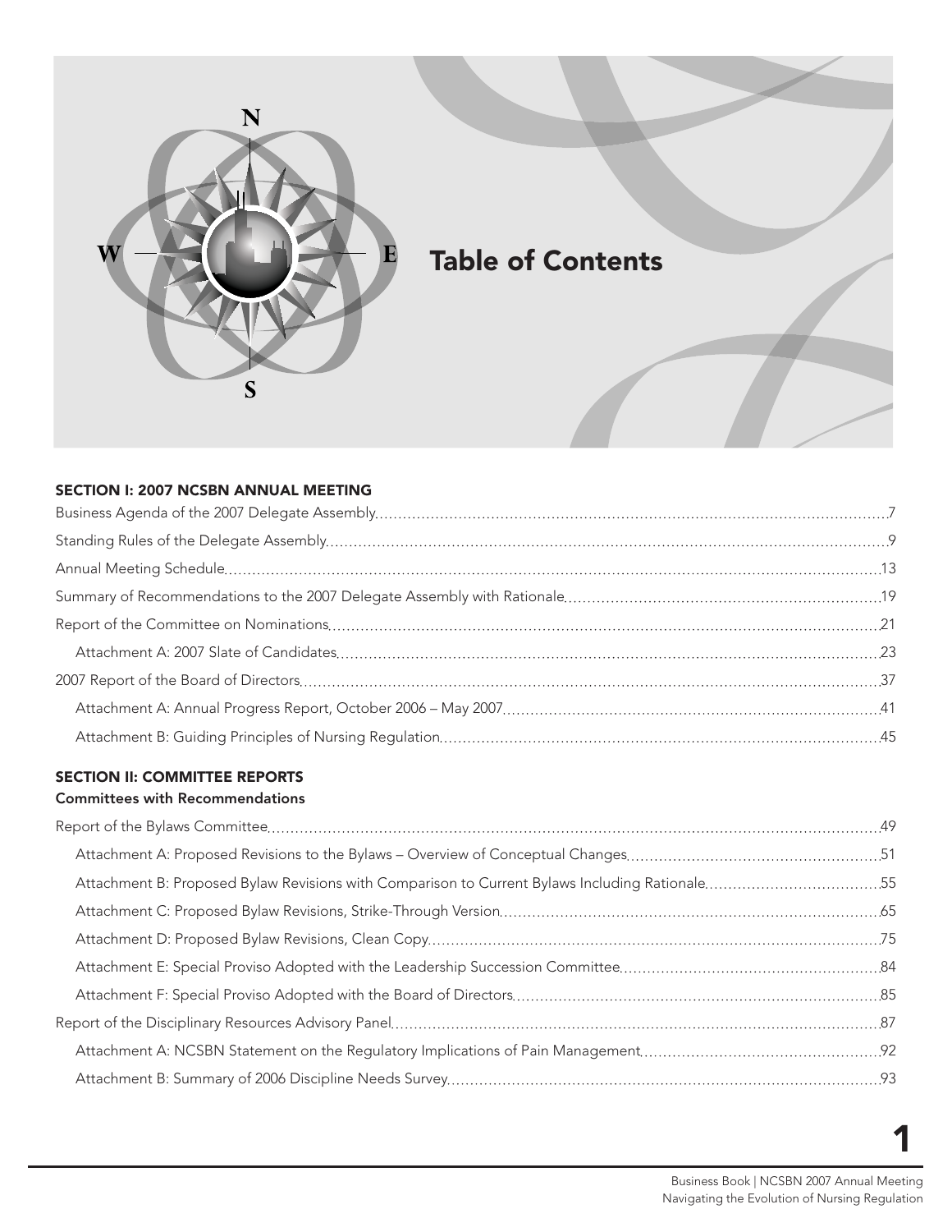# Table of Contents

## SECTION I: 2007 NCSBN ANNUAL MEETING

Business Agenda of the 2007 Delegate Assembly ..... 7

Standing Rules of the Delegate Assembly ..... 9

Annual Meeting Schedule ..... 13

Summary of Recommendations to the 2007 Delegate Assembly with Rationale ..... 19

Report of the Committee on Nominations ..... 21

- Attachment A: 2007 Slate of Candidates ..... 23

2007 Report of the Board of Directors ..... 37

- Attachment A: Annual Progress Report, October 2006 – May 2007 ..... 41
- Attachment B: Guiding Principles of Nursing Regulation ..... 45

## SECTION II: COMMITTEE REPORTS

### Committees with Recommendations

Report of the Bylaws Committee ..... 49

- Attachment A: Proposed Revisions to the Bylaws – Overview of Conceptual Changes ..... 51
- Attachment B: Proposed Bylaw Revisions with Comparison to Current Bylaws Including Rationale ..... 55
- Attachment C: Proposed Bylaw Revisions, Strike-Through Version ..... 65
- Attachment D: Proposed Bylaw Revisions, Clean Copy ..... 75
- Attachment E: Special Proviso Adopted with the Leadership Succession Committee ..... 84
- Attachment F: Special Proviso Adopted with the Board of Directors ..... 85

Report of the Disciplinary Resources Advisory Panel ..... 87

- Attachment A: NCSBN Statement on the Regulatory Implications of Pain Management ..... 92
- Attachment B: Summary of 2006 Discipline Needs Survey ..... 93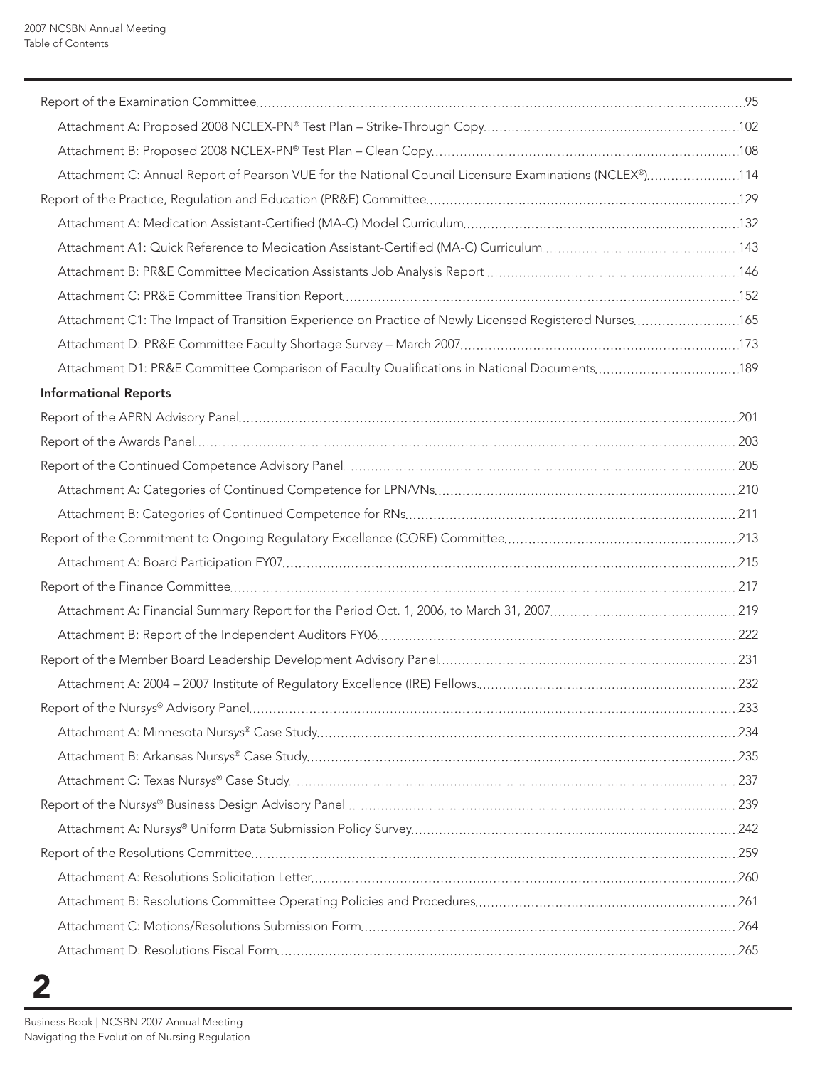Report of the Examination Committee ... 95

- Attachment A: Proposed 2008 NCLEX-PN® Test Plan – Strike-Through Copy ... 102
- Attachment B: Proposed 2008 NCLEX-PN® Test Plan – Clean Copy ... 108
- Attachment C: Annual Report of Pearson VUE for the National Council Licensure Examinations (NCLEX®) ... 114

Report of the Practice, Regulation and Education (PR&E) Committee ... 129

- Attachment A: Medication Assistant-Certified (MA-C) Model Curriculum ... 132
- Attachment A1: Quick Reference to Medication Assistant-Certified (MA-C) Curriculum ... 143
- Attachment B: PR&E Committee Medication Assistants Job Analysis Report ... 146
- Attachment C: PR&E Committee Transition Report ... 152
- Attachment C1: The Impact of Transition Experience on Practice of Newly Licensed Registered Nurses ... 165
- Attachment D: PR&E Committee Faculty Shortage Survey – March 2007 ... 173
- Attachment D1: PR&E Committee Comparison of Faculty Qualifications in National Documents ... 189

**Informational Reports**

Report of the APRN Advisory Panel ... 201

Report of the Awards Panel ... 203

Report of the Continued Competence Advisory Panel ... 205

- Attachment A: Categories of Continued Competence for LPN/VNs ... 210
- Attachment B: Categories of Continued Competence for RNs ... 211

Report of the Commitment to Ongoing Regulatory Excellence (CORE) Committee ... 213

- Attachment A: Board Participation FY07 ... 215

Report of the Finance Committee ... 217

- Attachment A: Financial Summary Report for the Period Oct. 1, 2006, to March 31, 2007 ... 219
- Attachment B: Report of the Independent Auditors FY06 ... 222

Report of the Member Board Leadership Development Advisory Panel ... 231

- Attachment A: 2004 – 2007 Institute of Regulatory Excellence (IRE) Fellows ... 232

Report of the Nur*sys*® Advisory Panel ... 233

- Attachment A: Minnesota Nur*sys*® Case Study ... 234
- Attachment B: Arkansas Nur*sys*® Case Study ... 235
- Attachment C: Texas Nur*sys*® Case Study ... 237

Report of the Nur*sys*® Business Design Advisory Panel ... 239

- Attachment A: Nur*sys*® Uniform Data Submission Policy Survey ... 242

Report of the Resolutions Committee ... 259

- Attachment A: Resolutions Solicitation Letter ... 260
- Attachment B: Resolutions Committee Operating Policies and Procedures ... 261
- Attachment C: Motions/Resolutions Submission Form ... 264
- Attachment D: Resolutions Fiscal Form ... 265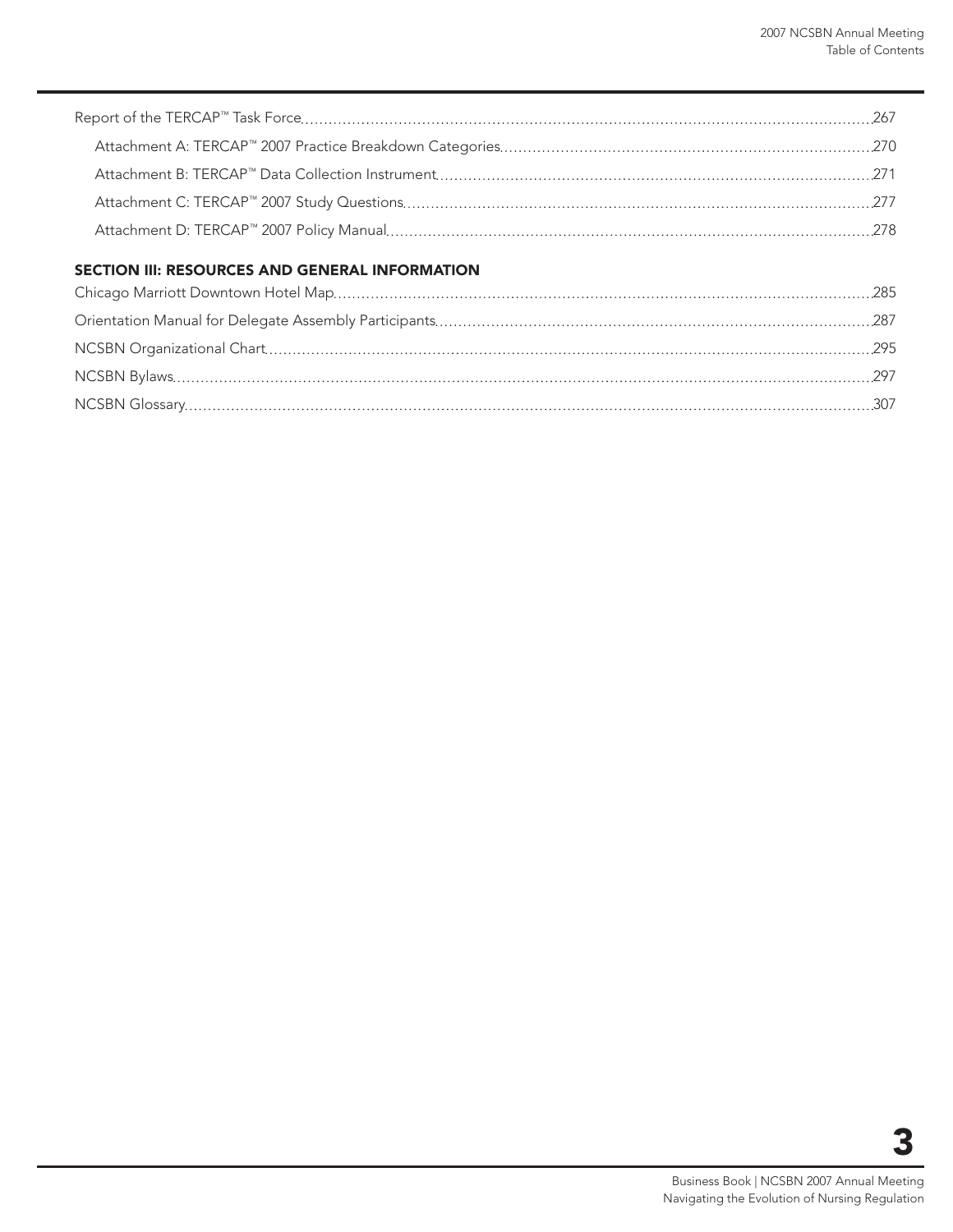Report of the TERCAP™ Task Force ..... 267

- Attachment A: TERCAP™ 2007 Practice Breakdown Categories ..... 270
- Attachment B: TERCAP™ Data Collection Instrument ..... 271
- Attachment C: TERCAP™ 2007 Study Questions ..... 277
- Attachment D: TERCAP™ 2007 Policy Manual ..... 278

## SECTION III: RESOURCES AND GENERAL INFORMATION

Chicago Marriott Downtown Hotel Map ..... 285

Orientation Manual for Delegate Assembly Participants ..... 287

NCSBN Organizational Chart ..... 295

NCSBN Bylaws ..... 297

NCSBN Glossary ..... 307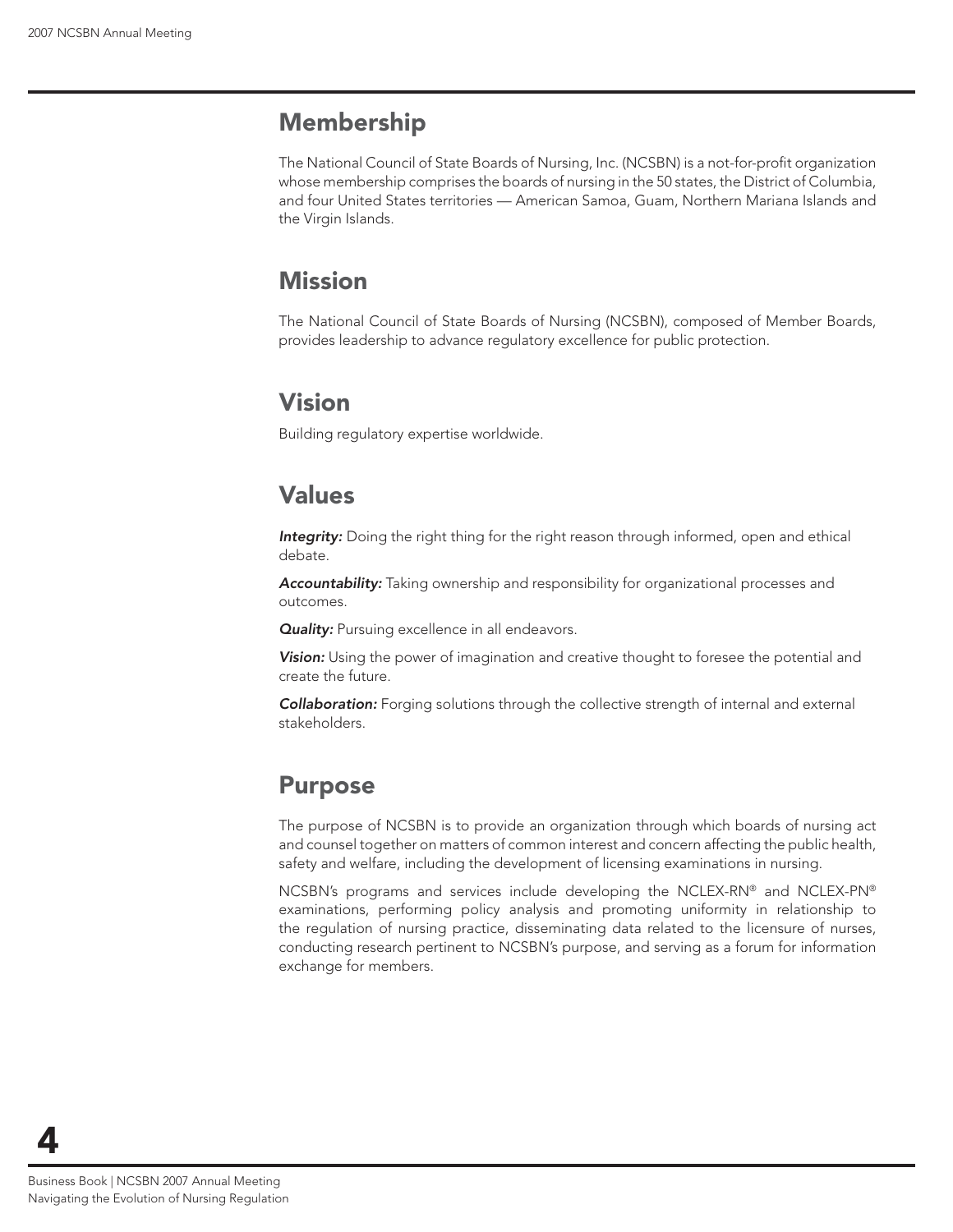## Membership

The National Council of State Boards of Nursing, Inc. (NCSBN) is a not-for-profit organization whose membership comprises the boards of nursing in the 50 states, the District of Columbia, and four United States territories — American Samoa, Guam, Northern Mariana Islands and the Virgin Islands.

## Mission

The National Council of State Boards of Nursing (NCSBN), composed of Member Boards, provides leadership to advance regulatory excellence for public protection.

## Vision

Building regulatory expertise worldwide.

## Values

***Integrity:*** Doing the right thing for the right reason through informed, open and ethical debate.

***Accountability:*** Taking ownership and responsibility for organizational processes and outcomes.

***Quality:*** Pursuing excellence in all endeavors.

***Vision:*** Using the power of imagination and creative thought to foresee the potential and create the future.

***Collaboration:*** Forging solutions through the collective strength of internal and external stakeholders.

## Purpose

The purpose of NCSBN is to provide an organization through which boards of nursing act and counsel together on matters of common interest and concern affecting the public health, safety and welfare, including the development of licensing examinations in nursing.

NCSBN's programs and services include developing the NCLEX-RN® and NCLEX-PN® examinations, performing policy analysis and promoting uniformity in relationship to the regulation of nursing practice, disseminating data related to the licensure of nurses, conducting research pertinent to NCSBN's purpose, and serving as a forum for information exchange for members.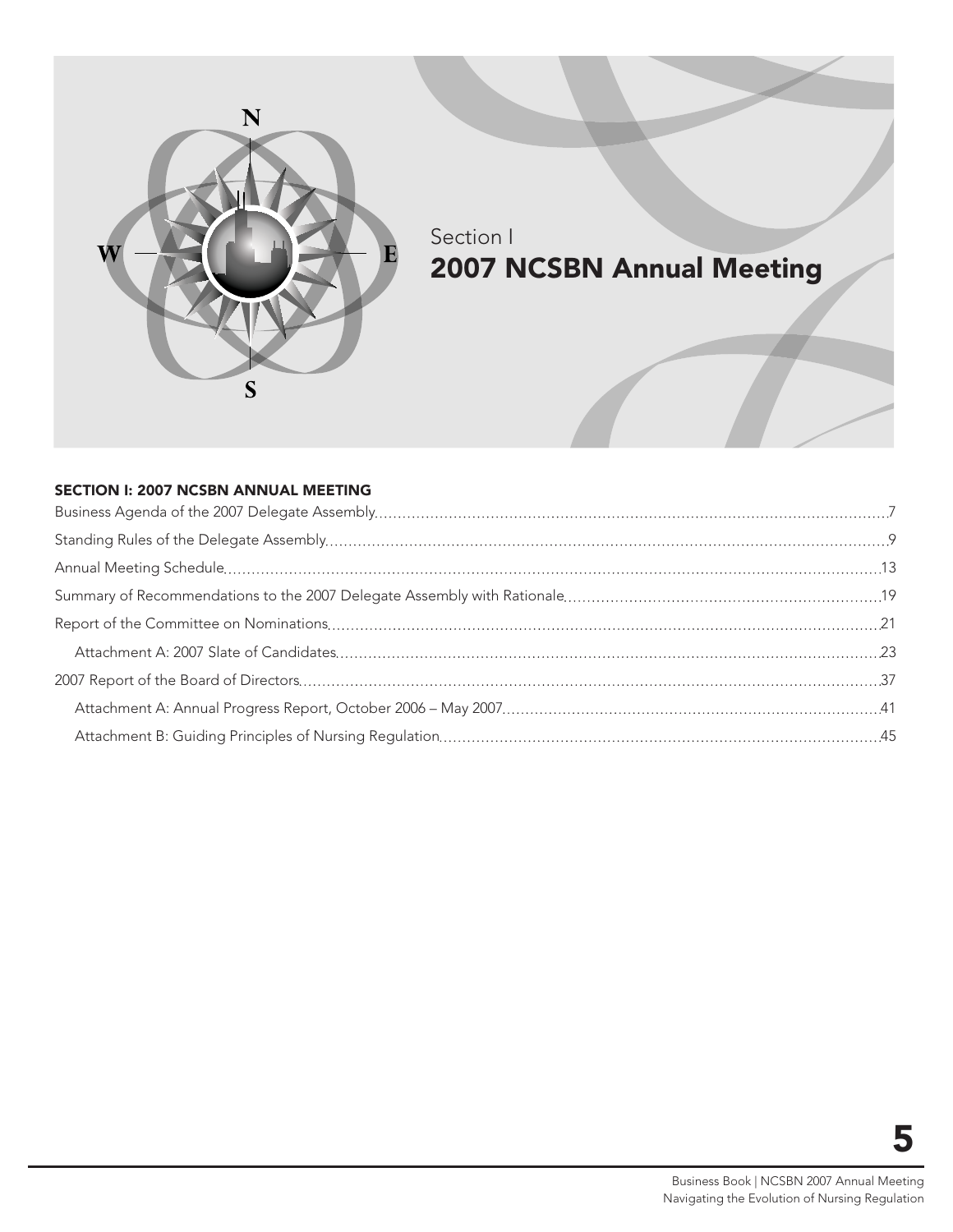Section I

# 2007 NCSBN Annual Meeting

## SECTION I: 2007 NCSBN ANNUAL MEETING

Business Agenda of the 2007 Delegate Assembly .......... 7

Standing Rules of the Delegate Assembly .......... 9

Annual Meeting Schedule .......... 13

Summary of Recommendations to the 2007 Delegate Assembly with Rationale .......... 19

Report of the Committee on Nominations .......... 21

- Attachment A: 2007 Slate of Candidates .......... 23

2007 Report of the Board of Directors .......... 37

- Attachment A: Annual Progress Report, October 2006 – May 2007 .......... 41
- Attachment B: Guiding Principles of Nursing Regulation .......... 45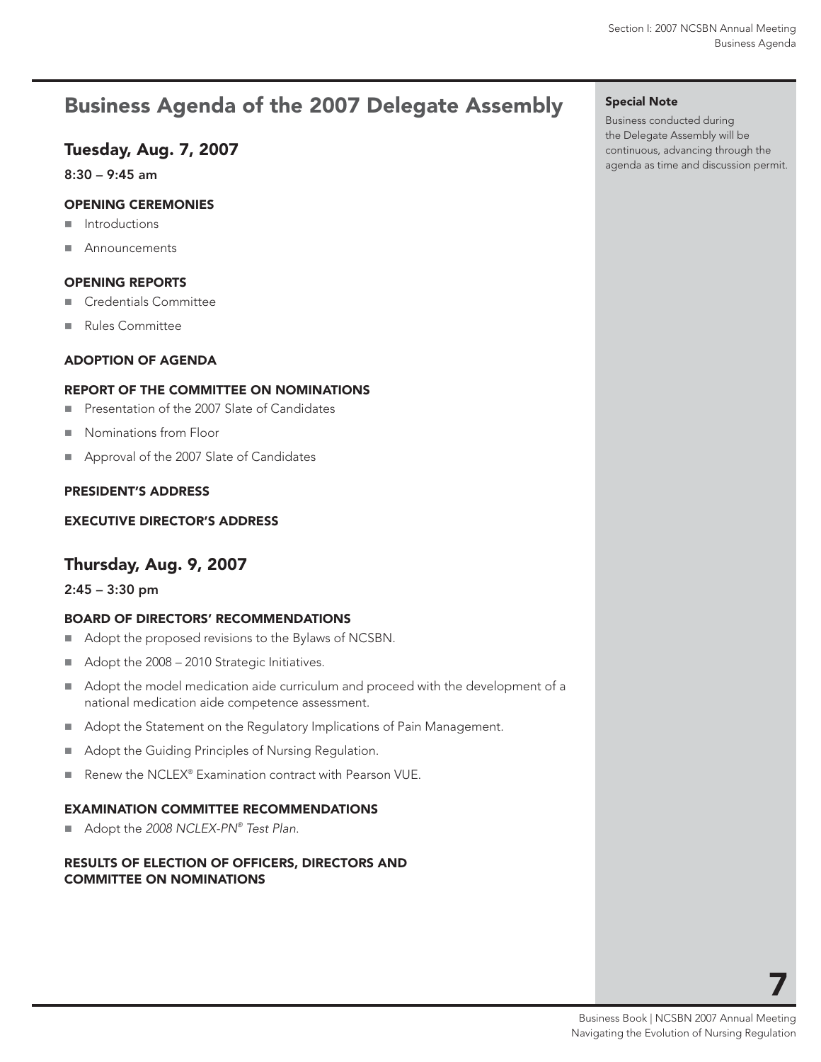# Business Agenda of the 2007 Delegate Assembly

## Tuesday, Aug. 7, 2007

**8:30 – 9:45 am**

### OPENING CEREMONIES

- Introductions
- Announcements

### OPENING REPORTS

- Credentials Committee
- Rules Committee

### ADOPTION OF AGENDA

### REPORT OF THE COMMITTEE ON NOMINATIONS

- Presentation of the 2007 Slate of Candidates
- Nominations from Floor
- Approval of the 2007 Slate of Candidates

### PRESIDENT'S ADDRESS

### EXECUTIVE DIRECTOR'S ADDRESS

## Thursday, Aug. 9, 2007

**2:45 – 3:30 pm**

### BOARD OF DIRECTORS' RECOMMENDATIONS

- Adopt the proposed revisions to the Bylaws of NCSBN.
- Adopt the 2008 – 2010 Strategic Initiatives.
- Adopt the model medication aide curriculum and proceed with the development of a national medication aide competence assessment.
- Adopt the Statement on the Regulatory Implications of Pain Management.
- Adopt the Guiding Principles of Nursing Regulation.
- Renew the NCLEX® Examination contract with Pearson VUE.

### EXAMINATION COMMITTEE RECOMMENDATIONS

- Adopt the *2008 NCLEX-PN® Test Plan.*

### RESULTS OF ELECTION OF OFFICERS, DIRECTORS AND COMMITTEE ON NOMINATIONS

**Special Note**

Business conducted during the Delegate Assembly will be continuous, advancing through the agenda as time and discussion permit.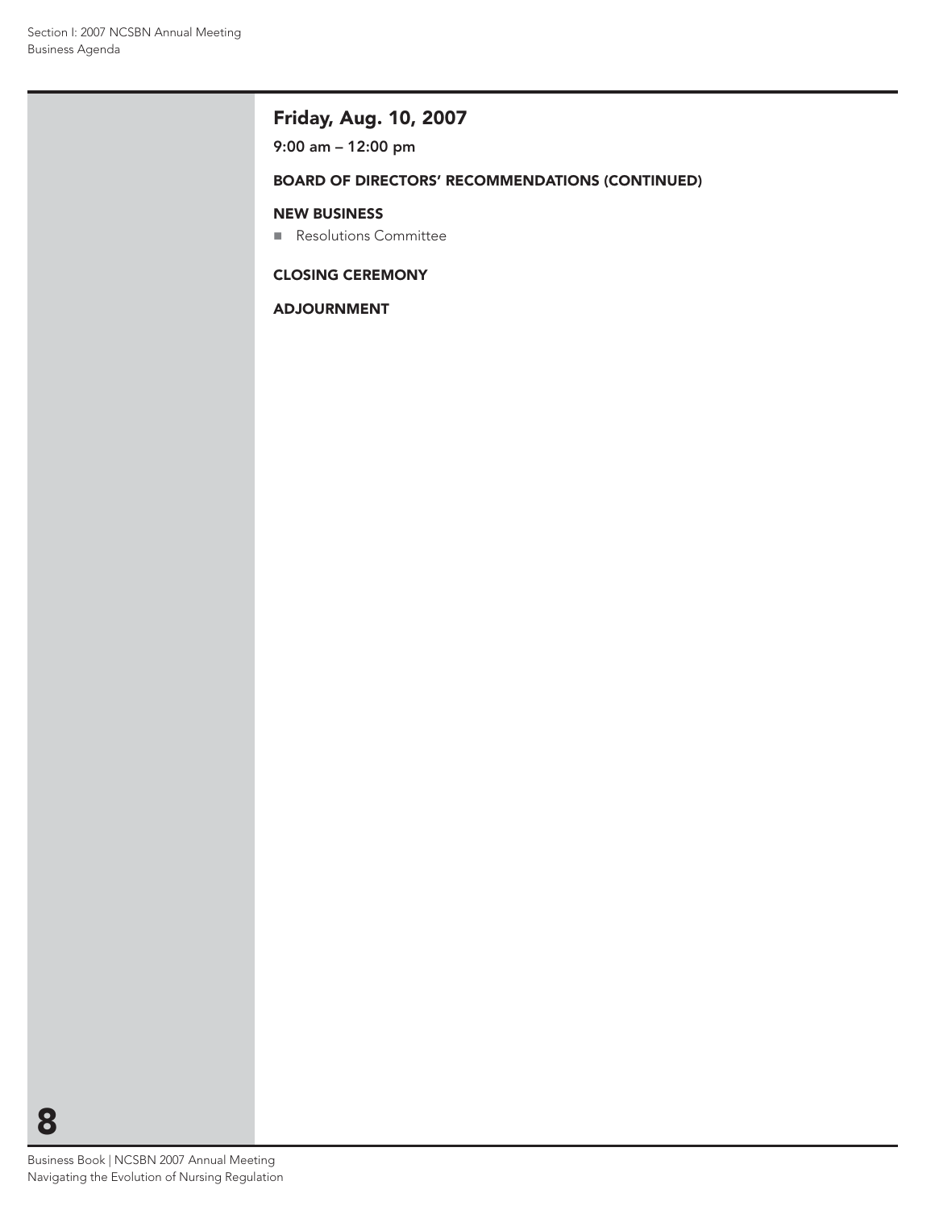## Friday, Aug. 10, 2007

**9:00 am – 12:00 pm**

### BOARD OF DIRECTORS' RECOMMENDATIONS (CONTINUED)

### NEW BUSINESS

- Resolutions Committee

### CLOSING CEREMONY

### ADJOURNMENT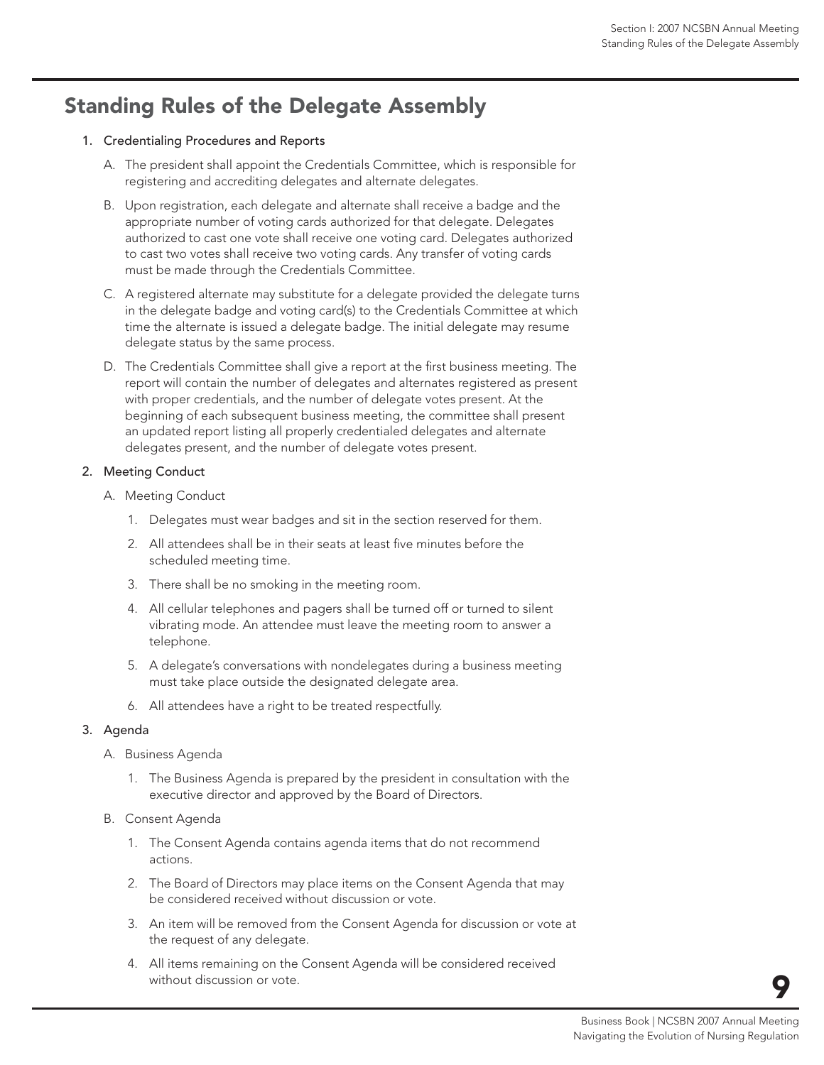## Standing Rules of the Delegate Assembly

1. Credentialing Procedures and Reports

   A. The president shall appoint the Credentials Committee, which is responsible for registering and accrediting delegates and alternate delegates.

   B. Upon registration, each delegate and alternate shall receive a badge and the appropriate number of voting cards authorized for that delegate. Delegates authorized to cast one vote shall receive one voting card. Delegates authorized to cast two votes shall receive two voting cards. Any transfer of voting cards must be made through the Credentials Committee.

   C. A registered alternate may substitute for a delegate provided the delegate turns in the delegate badge and voting card(s) to the Credentials Committee at which time the alternate is issued a delegate badge. The initial delegate may resume delegate status by the same process.

   D. The Credentials Committee shall give a report at the first business meeting. The report will contain the number of delegates and alternates registered as present with proper credentials, and the number of delegate votes present. At the beginning of each subsequent business meeting, the committee shall present an updated report listing all properly credentialed delegates and alternate delegates present, and the number of delegate votes present.

2. Meeting Conduct

   A. Meeting Conduct

      1. Delegates must wear badges and sit in the section reserved for them.

      2. All attendees shall be in their seats at least five minutes before the scheduled meeting time.

      3. There shall be no smoking in the meeting room.

      4. All cellular telephones and pagers shall be turned off or turned to silent vibrating mode. An attendee must leave the meeting room to answer a telephone.

      5. A delegate's conversations with nondelegates during a business meeting must take place outside the designated delegate area.

      6. All attendees have a right to be treated respectfully.

3. Agenda

   A. Business Agenda

      1. The Business Agenda is prepared by the president in consultation with the executive director and approved by the Board of Directors.

   B. Consent Agenda

      1. The Consent Agenda contains agenda items that do not recommend actions.

      2. The Board of Directors may place items on the Consent Agenda that may be considered received without discussion or vote.

      3. An item will be removed from the Consent Agenda for discussion or vote at the request of any delegate.

      4. All items remaining on the Consent Agenda will be considered received without discussion or vote.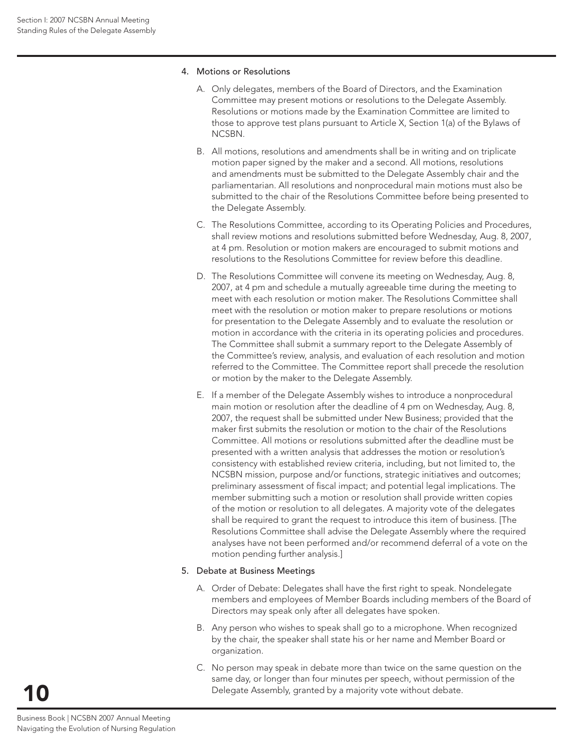4. Motions or Resolutions

   A. Only delegates, members of the Board of Directors, and the Examination Committee may present motions or resolutions to the Delegate Assembly. Resolutions or motions made by the Examination Committee are limited to those to approve test plans pursuant to Article X, Section 1(a) of the Bylaws of NCSBN.

   B. All motions, resolutions and amendments shall be in writing and on triplicate motion paper signed by the maker and a second. All motions, resolutions and amendments must be submitted to the Delegate Assembly chair and the parliamentarian. All resolutions and nonprocedural main motions must also be submitted to the chair of the Resolutions Committee before being presented to the Delegate Assembly.

   C. The Resolutions Committee, according to its Operating Policies and Procedures, shall review motions and resolutions submitted before Wednesday, Aug. 8, 2007, at 4 pm. Resolution or motion makers are encouraged to submit motions and resolutions to the Resolutions Committee for review before this deadline.

   D. The Resolutions Committee will convene its meeting on Wednesday, Aug. 8, 2007, at 4 pm and schedule a mutually agreeable time during the meeting to meet with each resolution or motion maker. The Resolutions Committee shall meet with the resolution or motion maker to prepare resolutions or motions for presentation to the Delegate Assembly and to evaluate the resolution or motion in accordance with the criteria in its operating policies and procedures. The Committee shall submit a summary report to the Delegate Assembly of the Committee's review, analysis, and evaluation of each resolution and motion referred to the Committee. The Committee report shall precede the resolution or motion by the maker to the Delegate Assembly.

   E. If a member of the Delegate Assembly wishes to introduce a nonprocedural main motion or resolution after the deadline of 4 pm on Wednesday, Aug. 8, 2007, the request shall be submitted under New Business; provided that the maker first submits the resolution or motion to the chair of the Resolutions Committee. All motions or resolutions submitted after the deadline must be presented with a written analysis that addresses the motion or resolution's consistency with established review criteria, including, but not limited to, the NCSBN mission, purpose and/or functions, strategic initiatives and outcomes; preliminary assessment of fiscal impact; and potential legal implications. The member submitting such a motion or resolution shall provide written copies of the motion or resolution to all delegates. A majority vote of the delegates shall be required to grant the request to introduce this item of business. [The Resolutions Committee shall advise the Delegate Assembly where the required analyses have not been performed and/or recommend deferral of a vote on the motion pending further analysis.]

5. Debate at Business Meetings

   A. Order of Debate: Delegates shall have the first right to speak. Nondelegate members and employees of Member Boards including members of the Board of Directors may speak only after all delegates have spoken.

   B. Any person who wishes to speak shall go to a microphone. When recognized by the chair, the speaker shall state his or her name and Member Board or organization.

   C. No person may speak in debate more than twice on the same question on the same day, or longer than four minutes per speech, without permission of the Delegate Assembly, granted by a majority vote without debate.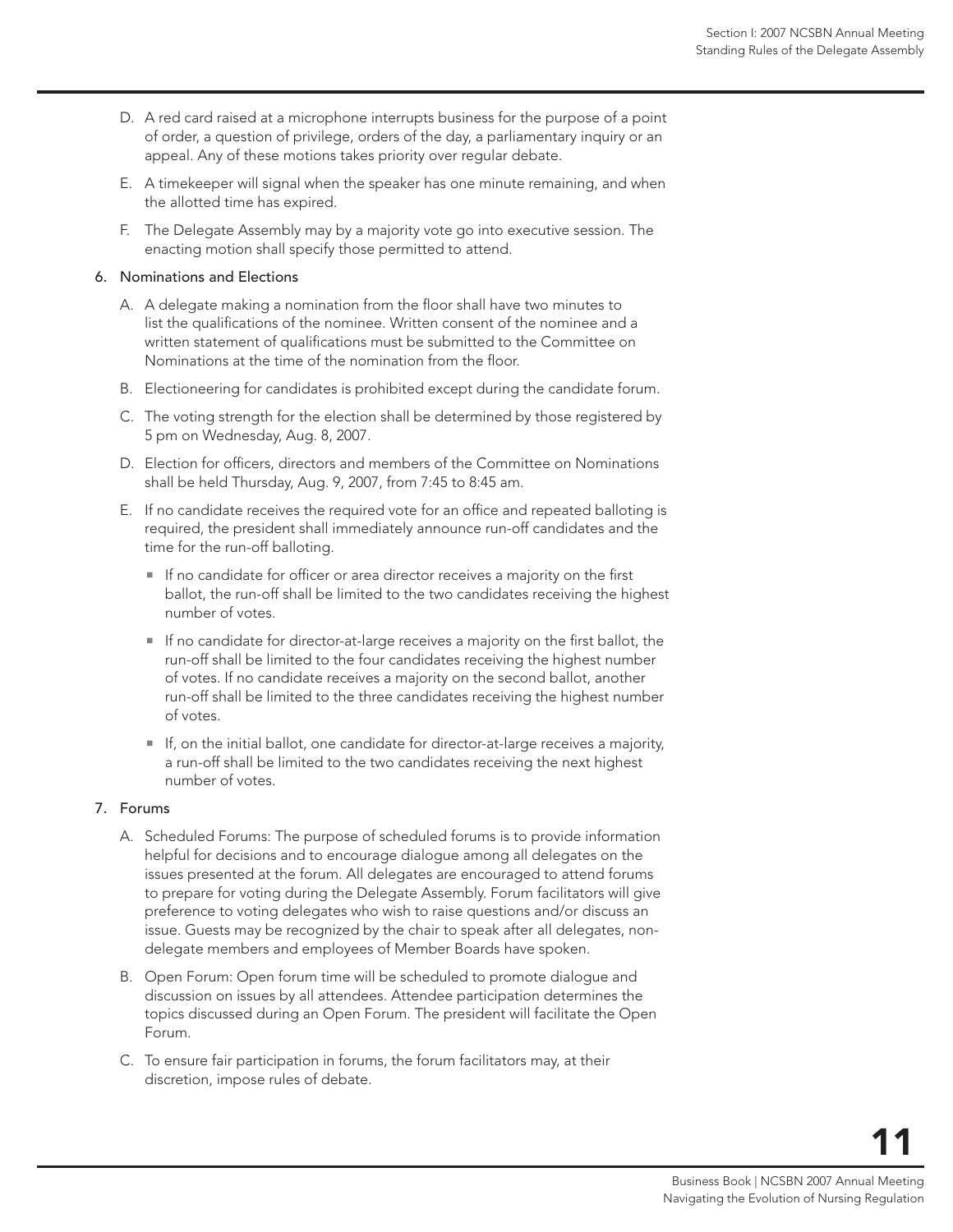D. A red card raised at a microphone interrupts business for the purpose of a point of order, a question of privilege, orders of the day, a parliamentary inquiry or an appeal. Any of these motions takes priority over regular debate.

E. A timekeeper will signal when the speaker has one minute remaining, and when the allotted time has expired.

F. The Delegate Assembly may by a majority vote go into executive session. The enacting motion shall specify those permitted to attend.

6. Nominations and Elections

   A. A delegate making a nomination from the floor shall have two minutes to list the qualifications of the nominee. Written consent of the nominee and a written statement of qualifications must be submitted to the Committee on Nominations at the time of the nomination from the floor.

   B. Electioneering for candidates is prohibited except during the candidate forum.

   C. The voting strength for the election shall be determined by those registered by 5 pm on Wednesday, Aug. 8, 2007.

   D. Election for officers, directors and members of the Committee on Nominations shall be held Thursday, Aug. 9, 2007, from 7:45 to 8:45 am.

   E. If no candidate receives the required vote for an office and repeated balloting is required, the president shall immediately announce run-off candidates and the time for the run-off balloting.

      - If no candidate for officer or area director receives a majority on the first ballot, the run-off shall be limited to the two candidates receiving the highest number of votes.
      - If no candidate for director-at-large receives a majority on the first ballot, the run-off shall be limited to the four candidates receiving the highest number of votes. If no candidate receives a majority on the second ballot, another run-off shall be limited to the three candidates receiving the highest number of votes.
      - If, on the initial ballot, one candidate for director-at-large receives a majority, a run-off shall be limited to the two candidates receiving the next highest number of votes.

7. Forums

   A. Scheduled Forums: The purpose of scheduled forums is to provide information helpful for decisions and to encourage dialogue among all delegates on the issues presented at the forum. All delegates are encouraged to attend forums to prepare for voting during the Delegate Assembly. Forum facilitators will give preference to voting delegates who wish to raise questions and/or discuss an issue. Guests may be recognized by the chair to speak after all delegates, non-delegate members and employees of Member Boards have spoken.

   B. Open Forum: Open forum time will be scheduled to promote dialogue and discussion on issues by all attendees. Attendee participation determines the topics discussed during an Open Forum. The president will facilitate the Open Forum.

   C. To ensure fair participation in forums, the forum facilitators may, at their discretion, impose rules of debate.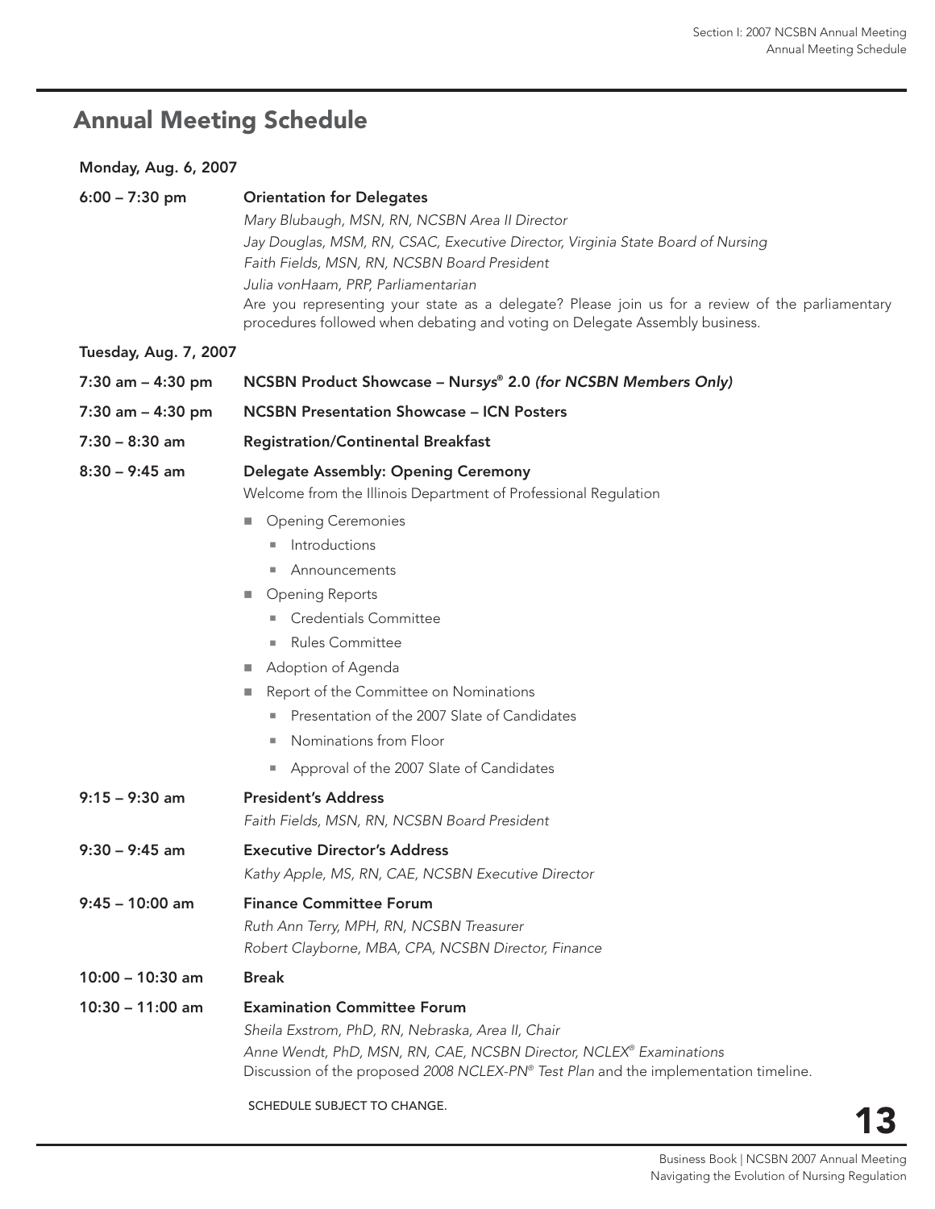## Annual Meeting Schedule

**Monday, Aug. 6, 2007**

**6:00 – 7:30 pm** **Orientation for Delegates**

*Mary Blubaugh, MSN, RN, NCSBN Area II Director*
*Jay Douglas, MSM, RN, CSAC, Executive Director, Virginia State Board of Nursing*
*Faith Fields, MSN, RN, NCSBN Board President*
*Julia vonHaam, PRP, Parliamentarian*

Are you representing your state as a delegate? Please join us for a review of the parliamentary procedures followed when debating and voting on Delegate Assembly business.

**Tuesday, Aug. 7, 2007**

**7:30 am – 4:30 pm** **NCSBN Product Showcase – Nur*sys*® 2.0 *(for NCSBN Members Only)***

**7:30 am – 4:30 pm** **NCSBN Presentation Showcase – ICN Posters**

**7:30 – 8:30 am** **Registration/Continental Breakfast**

**8:30 – 9:45 am** **Delegate Assembly: Opening Ceremony**

Welcome from the Illinois Department of Professional Regulation

- Opening Ceremonies
  - Introductions
  - Announcements
- Opening Reports
  - Credentials Committee
  - Rules Committee
- Adoption of Agenda
- Report of the Committee on Nominations
  - Presentation of the 2007 Slate of Candidates
  - Nominations from Floor
  - Approval of the 2007 Slate of Candidates

**9:15 – 9:30 am** **President's Address**

*Faith Fields, MSN, RN, NCSBN Board President*

**9:30 – 9:45 am** **Executive Director's Address**

*Kathy Apple, MS, RN, CAE, NCSBN Executive Director*

**9:45 – 10:00 am** **Finance Committee Forum**

*Ruth Ann Terry, MPH, RN, NCSBN Treasurer*
*Robert Clayborne, MBA, CPA, NCSBN Director, Finance*

**10:00 – 10:30 am** **Break**

**10:30 – 11:00 am** **Examination Committee Forum**

*Sheila Exstrom, PhD, RN, Nebraska, Area II, Chair*
*Anne Wendt, PhD, MSN, RN, CAE, NCSBN Director, NCLEX® Examinations*

Discussion of the proposed *2008 NCLEX-PN® Test Plan* and the implementation timeline.

SCHEDULE SUBJECT TO CHANGE.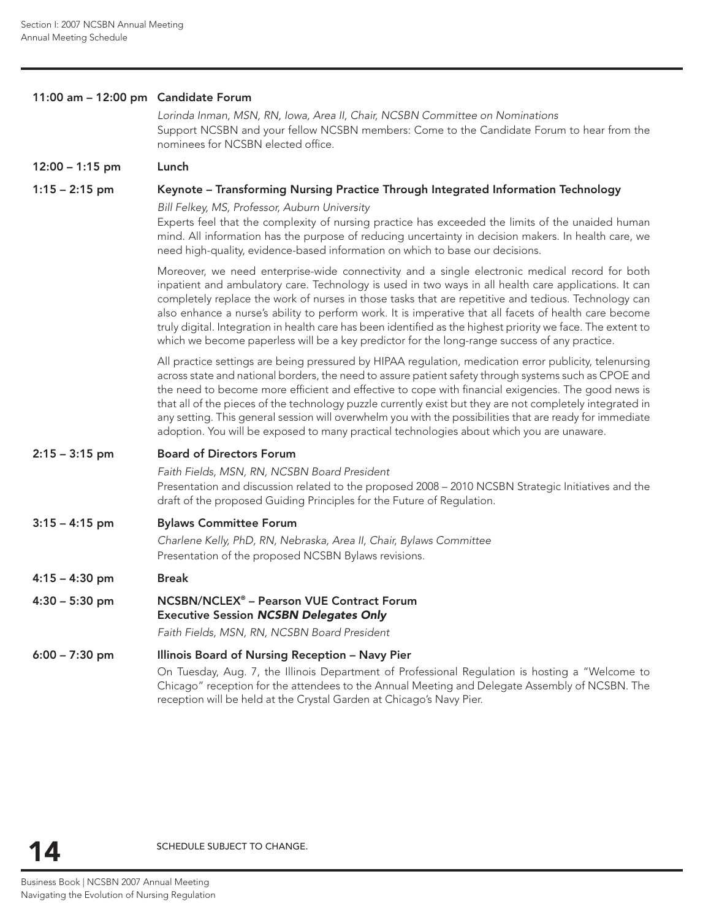**11:00 am – 12:00 pm Candidate Forum**

*Lorinda Inman, MSN, RN, Iowa, Area II, Chair, NCSBN Committee on Nominations*

Support NCSBN and your fellow NCSBN members: Come to the Candidate Forum to hear from the nominees for NCSBN elected office.

**12:00 – 1:15 pm Lunch**

**1:15 – 2:15 pm Keynote – Transforming Nursing Practice Through Integrated Information Technology**

*Bill Felkey, MS, Professor, Auburn University*

Experts feel that the complexity of nursing practice has exceeded the limits of the unaided human mind. All information has the purpose of reducing uncertainty in decision makers. In health care, we need high-quality, evidence-based information on which to base our decisions.

Moreover, we need enterprise-wide connectivity and a single electronic medical record for both inpatient and ambulatory care. Technology is used in two ways in all health care applications. It can completely replace the work of nurses in those tasks that are repetitive and tedious. Technology can also enhance a nurse's ability to perform work. It is imperative that all facets of health care become truly digital. Integration in health care has been identified as the highest priority we face. The extent to which we become paperless will be a key predictor for the long-range success of any practice.

All practice settings are being pressured by HIPAA regulation, medication error publicity, telenursing across state and national borders, the need to assure patient safety through systems such as CPOE and the need to become more efficient and effective to cope with financial exigencies. The good news is that all of the pieces of the technology puzzle currently exist but they are not completely integrated in any setting. This general session will overwhelm you with the possibilities that are ready for immediate adoption. You will be exposed to many practical technologies about which you are unaware.

**2:15 – 3:15 pm Board of Directors Forum**

*Faith Fields, MSN, RN, NCSBN Board President*

Presentation and discussion related to the proposed 2008 – 2010 NCSBN Strategic Initiatives and the draft of the proposed Guiding Principles for the Future of Regulation.

**3:15 – 4:15 pm Bylaws Committee Forum**

*Charlene Kelly, PhD, RN, Nebraska, Area II, Chair, Bylaws Committee*

Presentation of the proposed NCSBN Bylaws revisions.

**4:15 – 4:30 pm Break**

**4:30 – 5:30 pm NCSBN/NCLEX® – Pearson VUE Contract Forum**
**Executive Session *NCSBN Delegates Only***

*Faith Fields, MSN, RN, NCSBN Board President*

**6:00 – 7:30 pm Illinois Board of Nursing Reception – Navy Pier**

On Tuesday, Aug. 7, the Illinois Department of Professional Regulation is hosting a "Welcome to Chicago" reception for the attendees to the Annual Meeting and Delegate Assembly of NCSBN. The reception will be held at the Crystal Garden at Chicago's Navy Pier.

SCHEDULE SUBJECT TO CHANGE.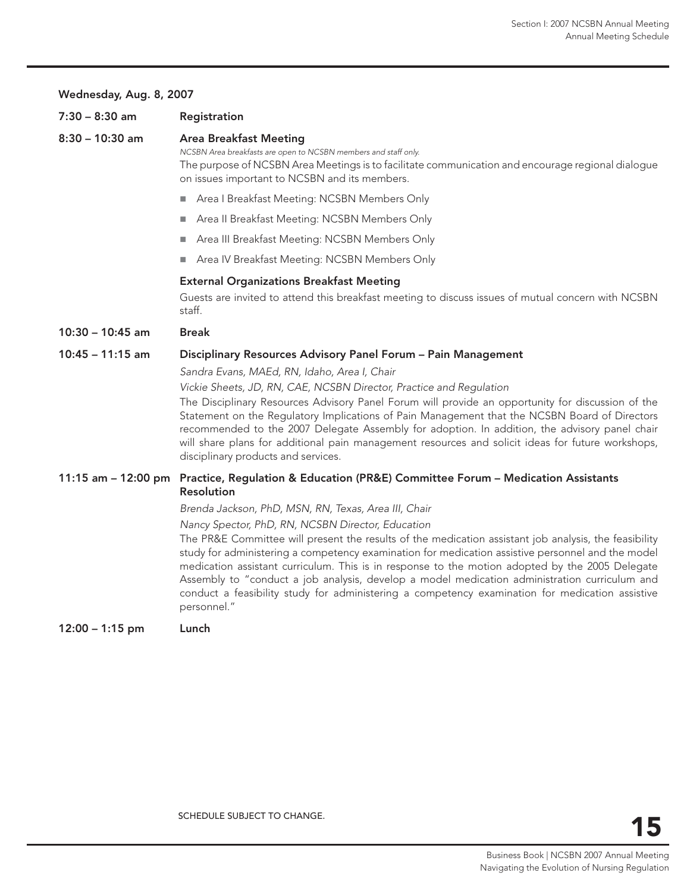**Wednesday, Aug. 8, 2007**

**7:30 – 8:30 am** **Registration**

**8:30 – 10:30 am** **Area Breakfast Meeting**

*NCSBN Area breakfasts are open to NCSBN members and staff only.*

The purpose of NCSBN Area Meetings is to facilitate communication and encourage regional dialogue on issues important to NCSBN and its members.

- Area I Breakfast Meeting: NCSBN Members Only
- Area II Breakfast Meeting: NCSBN Members Only
- Area III Breakfast Meeting: NCSBN Members Only
- Area IV Breakfast Meeting: NCSBN Members Only

**External Organizations Breakfast Meeting**

Guests are invited to attend this breakfast meeting to discuss issues of mutual concern with NCSBN staff.

**10:30 – 10:45 am** **Break**

**10:45 – 11:15 am** **Disciplinary Resources Advisory Panel Forum – Pain Management**

*Sandra Evans, MAEd, RN, Idaho, Area I, Chair*

*Vickie Sheets, JD, RN, CAE, NCSBN Director, Practice and Regulation*

The Disciplinary Resources Advisory Panel Forum will provide an opportunity for discussion of the Statement on the Regulatory Implications of Pain Management that the NCSBN Board of Directors recommended to the 2007 Delegate Assembly for adoption. In addition, the advisory panel chair will share plans for additional pain management resources and solicit ideas for future workshops, disciplinary products and services.

**11:15 am – 12:00 pm** **Practice, Regulation & Education (PR&E) Committee Forum – Medication Assistants Resolution**

*Brenda Jackson, PhD, MSN, RN, Texas, Area III, Chair*

*Nancy Spector, PhD, RN, NCSBN Director, Education*

The PR&E Committee will present the results of the medication assistant job analysis, the feasibility study for administering a competency examination for medication assistive personnel and the model medication assistant curriculum. This is in response to the motion adopted by the 2005 Delegate Assembly to "conduct a job analysis, develop a model medication administration curriculum and conduct a feasibility study for administering a competency examination for medication assistive personnel."

**12:00 – 1:15 pm** **Lunch**

SCHEDULE SUBJECT TO CHANGE.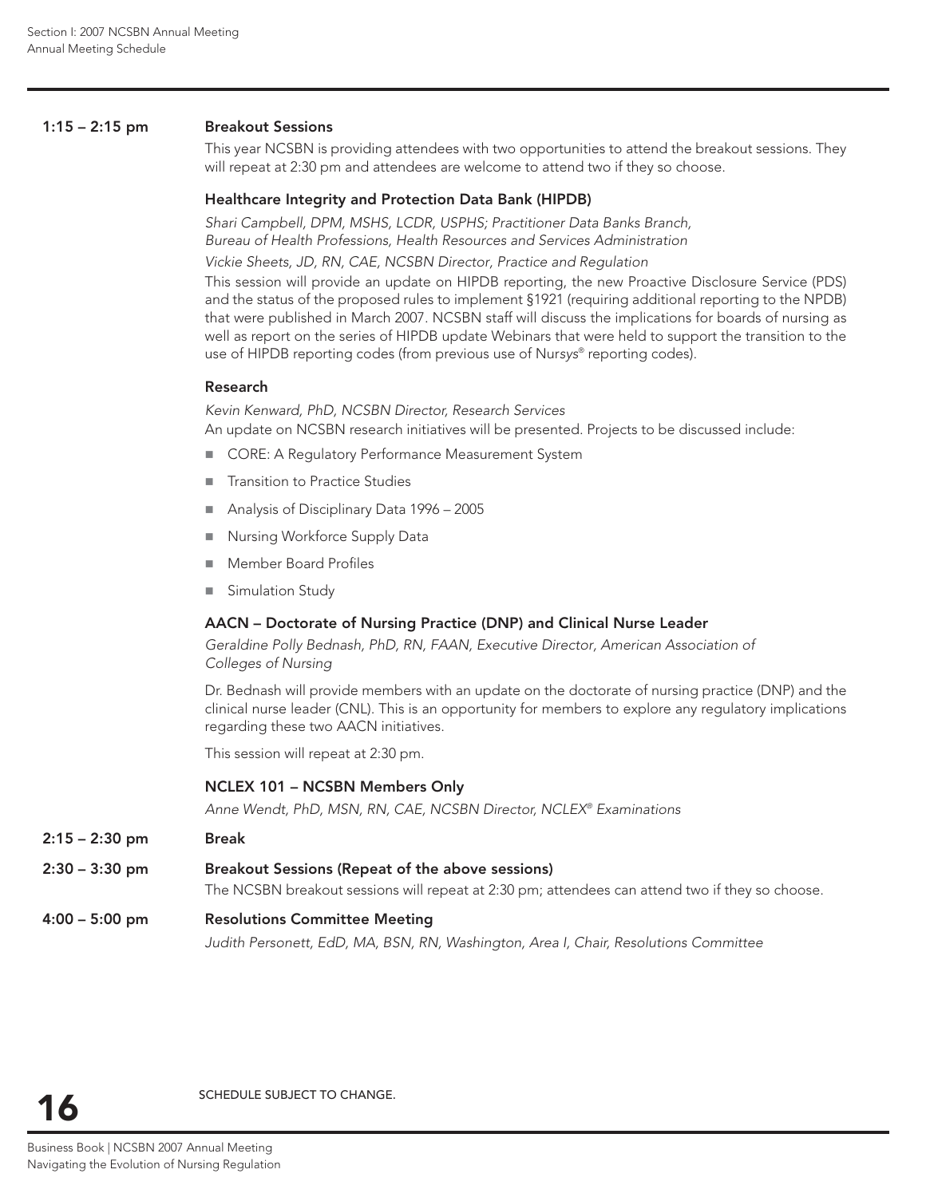**1:15 – 2:15 pm** **Breakout Sessions**

This year NCSBN is providing attendees with two opportunities to attend the breakout sessions. They will repeat at 2:30 pm and attendees are welcome to attend two if they so choose.

**Healthcare Integrity and Protection Data Bank (HIPDB)**

*Shari Campbell, DPM, MSHS, LCDR, USPHS; Practitioner Data Banks Branch, Bureau of Health Professions, Health Resources and Services Administration*

*Vickie Sheets, JD, RN, CAE, NCSBN Director, Practice and Regulation*

This session will provide an update on HIPDB reporting, the new Proactive Disclosure Service (PDS) and the status of the proposed rules to implement §1921 (requiring additional reporting to the NPDB) that were published in March 2007. NCSBN staff will discuss the implications for boards of nursing as well as report on the series of HIPDB update Webinars that were held to support the transition to the use of HIPDB reporting codes (from previous use of Nur*sys*® reporting codes).

**Research**

*Kevin Kenward, PhD, NCSBN Director, Research Services*

An update on NCSBN research initiatives will be presented. Projects to be discussed include:

- CORE: A Regulatory Performance Measurement System
- Transition to Practice Studies
- Analysis of Disciplinary Data 1996 – 2005
- Nursing Workforce Supply Data
- Member Board Profiles
- Simulation Study

**AACN – Doctorate of Nursing Practice (DNP) and Clinical Nurse Leader**

*Geraldine Polly Bednash, PhD, RN, FAAN, Executive Director, American Association of Colleges of Nursing*

Dr. Bednash will provide members with an update on the doctorate of nursing practice (DNP) and the clinical nurse leader (CNL). This is an opportunity for members to explore any regulatory implications regarding these two AACN initiatives.

This session will repeat at 2:30 pm.

**NCLEX 101 – NCSBN Members Only**

*Anne Wendt, PhD, MSN, RN, CAE, NCSBN Director, NCLEX® Examinations*

**2:15 – 2:30 pm** **Break**

**2:30 – 3:30 pm** **Breakout Sessions (Repeat of the above sessions)**

The NCSBN breakout sessions will repeat at 2:30 pm; attendees can attend two if they so choose.

**4:00 – 5:00 pm** **Resolutions Committee Meeting**

*Judith Personett, EdD, MA, BSN, RN, Washington, Area I, Chair, Resolutions Committee*

SCHEDULE SUBJECT TO CHANGE.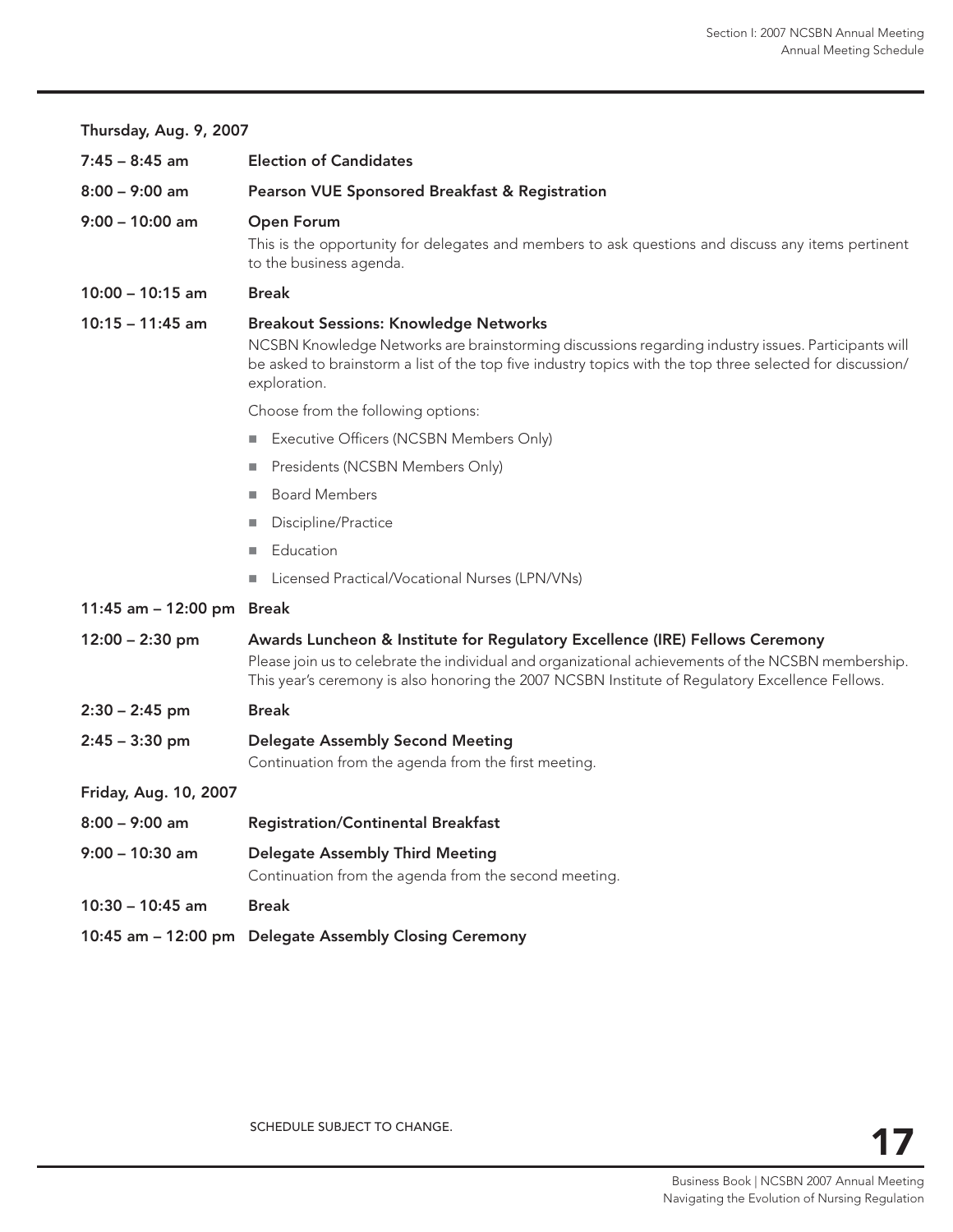**Thursday, Aug. 9, 2007**

**7:45 – 8:45 am** **Election of Candidates**

**8:00 – 9:00 am** **Pearson VUE Sponsored Breakfast & Registration**

**9:00 – 10:00 am** **Open Forum**

This is the opportunity for delegates and members to ask questions and discuss any items pertinent to the business agenda.

**10:00 – 10:15 am** **Break**

**10:15 – 11:45 am** **Breakout Sessions: Knowledge Networks**

NCSBN Knowledge Networks are brainstorming discussions regarding industry issues. Participants will be asked to brainstorm a list of the top five industry topics with the top three selected for discussion/exploration.

Choose from the following options:

- Executive Officers (NCSBN Members Only)
- Presidents (NCSBN Members Only)
- Board Members
- Discipline/Practice
- Education
- Licensed Practical/Vocational Nurses (LPN/VNs)

**11:45 am – 12:00 pm** **Break**

**12:00 – 2:30 pm** **Awards Luncheon & Institute for Regulatory Excellence (IRE) Fellows Ceremony**

Please join us to celebrate the individual and organizational achievements of the NCSBN membership. This year's ceremony is also honoring the 2007 NCSBN Institute of Regulatory Excellence Fellows.

**2:30 – 2:45 pm** **Break**

**2:45 – 3:30 pm** **Delegate Assembly Second Meeting**

Continuation from the agenda from the first meeting.

**Friday, Aug. 10, 2007**

**8:00 – 9:00 am** **Registration/Continental Breakfast**

**9:00 – 10:30 am** **Delegate Assembly Third Meeting**

Continuation from the agenda from the second meeting.

**10:30 – 10:45 am** **Break**

**10:45 am – 12:00 pm** **Delegate Assembly Closing Ceremony**

SCHEDULE SUBJECT TO CHANGE.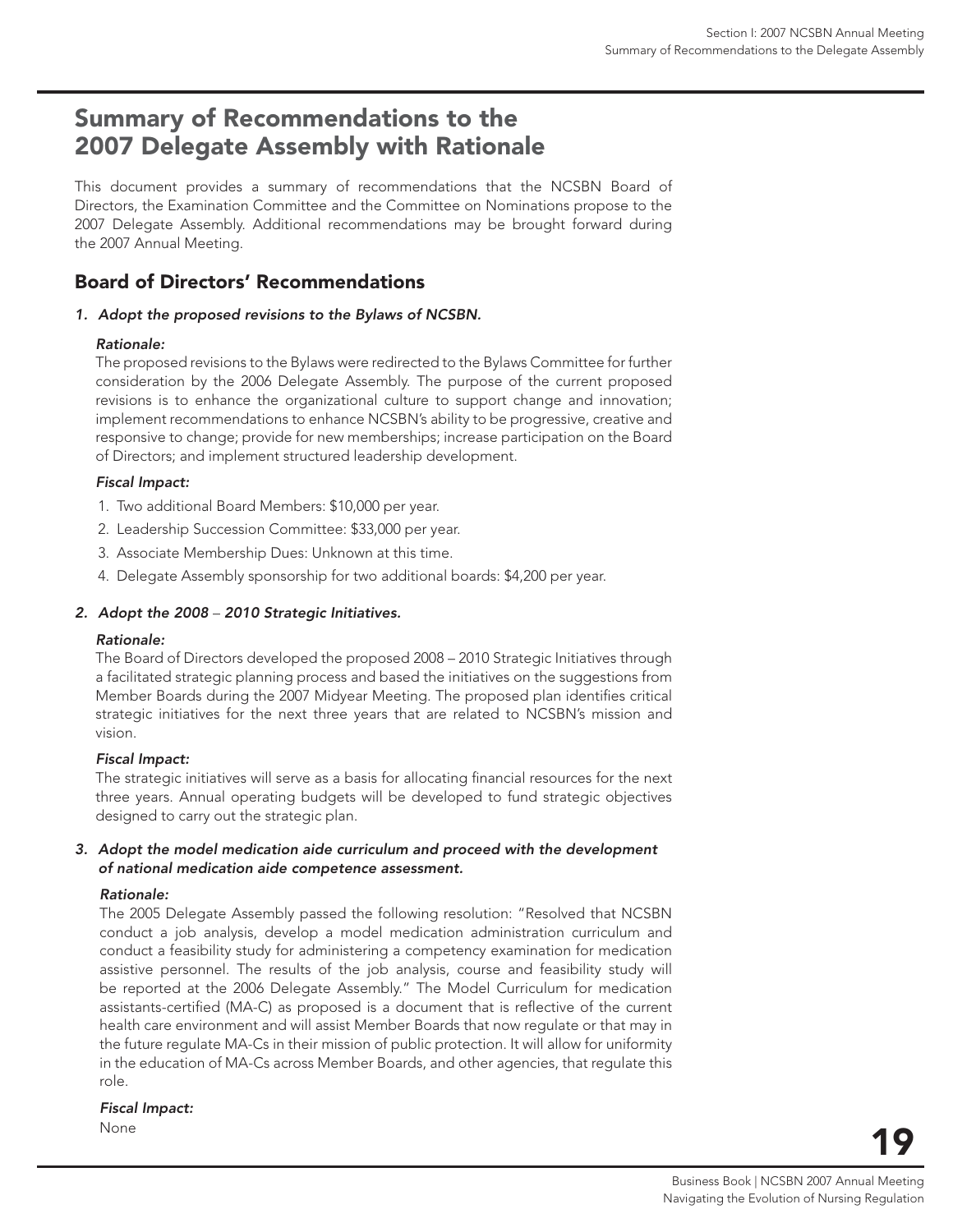# Summary of Recommendations to the 2007 Delegate Assembly with Rationale

This document provides a summary of recommendations that the NCSBN Board of Directors, the Examination Committee and the Committee on Nominations propose to the 2007 Delegate Assembly. Additional recommendations may be brought forward during the 2007 Annual Meeting.

## Board of Directors' Recommendations

### *1. Adopt the proposed revisions to the Bylaws of NCSBN.*

*Rationale:*

The proposed revisions to the Bylaws were redirected to the Bylaws Committee for further consideration by the 2006 Delegate Assembly. The purpose of the current proposed revisions is to enhance the organizational culture to support change and innovation; implement recommendations to enhance NCSBN's ability to be progressive, creative and responsive to change; provide for new memberships; increase participation on the Board of Directors; and implement structured leadership development.

*Fiscal Impact:*

1. Two additional Board Members: $10,000 per year.
2. Leadership Succession Committee: $33,000 per year.
3. Associate Membership Dues: Unknown at this time.
4. Delegate Assembly sponsorship for two additional boards: $4,200 per year.

### *2. Adopt the 2008 – 2010 Strategic Initiatives.*

*Rationale:*

The Board of Directors developed the proposed 2008 – 2010 Strategic Initiatives through a facilitated strategic planning process and based the initiatives on the suggestions from Member Boards during the 2007 Midyear Meeting. The proposed plan identifies critical strategic initiatives for the next three years that are related to NCSBN's mission and vision.

*Fiscal Impact:*

The strategic initiatives will serve as a basis for allocating financial resources for the next three years. Annual operating budgets will be developed to fund strategic objectives designed to carry out the strategic plan.

### *3. Adopt the model medication aide curriculum and proceed with the development of national medication aide competence assessment.*

*Rationale:*

The 2005 Delegate Assembly passed the following resolution: "Resolved that NCSBN conduct a job analysis, develop a model medication administration curriculum and conduct a feasibility study for administering a competency examination for medication assistive personnel. The results of the job analysis, course and feasibility study will be reported at the 2006 Delegate Assembly." The Model Curriculum for medication assistants-certified (MA-C) as proposed is a document that is reflective of the current health care environment and will assist Member Boards that now regulate or that may in the future regulate MA-Cs in their mission of public protection. It will allow for uniformity in the education of MA-Cs across Member Boards, and other agencies, that regulate this role.

*Fiscal Impact:*

None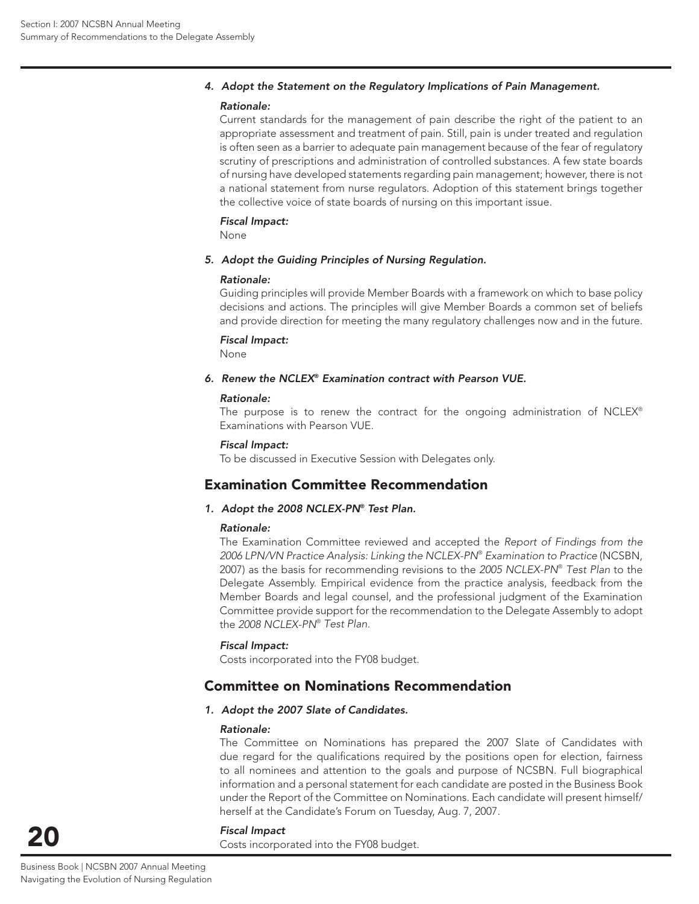*4. Adopt the Statement on the Regulatory Implications of Pain Management.*

*Rationale:*

Current standards for the management of pain describe the right of the patient to an appropriate assessment and treatment of pain. Still, pain is under treated and regulation is often seen as a barrier to adequate pain management because of the fear of regulatory scrutiny of prescriptions and administration of controlled substances. A few state boards of nursing have developed statements regarding pain management; however, there is not a national statement from nurse regulators. Adoption of this statement brings together the collective voice of state boards of nursing on this important issue.

*Fiscal Impact:*

None

*5. Adopt the Guiding Principles of Nursing Regulation.*

*Rationale:*

Guiding principles will provide Member Boards with a framework on which to base policy decisions and actions. The principles will give Member Boards a common set of beliefs and provide direction for meeting the many regulatory challenges now and in the future.

*Fiscal Impact:*

None

*6. Renew the NCLEX® Examination contract with Pearson VUE.*

*Rationale:*

The purpose is to renew the contract for the ongoing administration of NCLEX® Examinations with Pearson VUE.

*Fiscal Impact:*

To be discussed in Executive Session with Delegates only.

## Examination Committee Recommendation

*1. Adopt the 2008 NCLEX-PN® Test Plan.*

*Rationale:*

The Examination Committee reviewed and accepted the *Report of Findings from the 2006 LPN/VN Practice Analysis: Linking the NCLEX-PN® Examination to Practice* (NCSBN, 2007) as the basis for recommending revisions to the *2005 NCLEX-PN® Test Plan* to the Delegate Assembly. Empirical evidence from the practice analysis, feedback from the Member Boards and legal counsel, and the professional judgment of the Examination Committee provide support for the recommendation to the Delegate Assembly to adopt the *2008 NCLEX-PN® Test Plan.*

*Fiscal Impact:*

Costs incorporated into the FY08 budget.

## Committee on Nominations Recommendation

*1. Adopt the 2007 Slate of Candidates.*

*Rationale:*

The Committee on Nominations has prepared the 2007 Slate of Candidates with due regard for the qualifications required by the positions open for election, fairness to all nominees and attention to the goals and purpose of NCSBN. Full biographical information and a personal statement for each candidate are posted in the Business Book under the Report of the Committee on Nominations. Each candidate will present himself/herself at the Candidate's Forum on Tuesday, Aug. 7, 2007.

*Fiscal Impact*

Costs incorporated into the FY08 budget.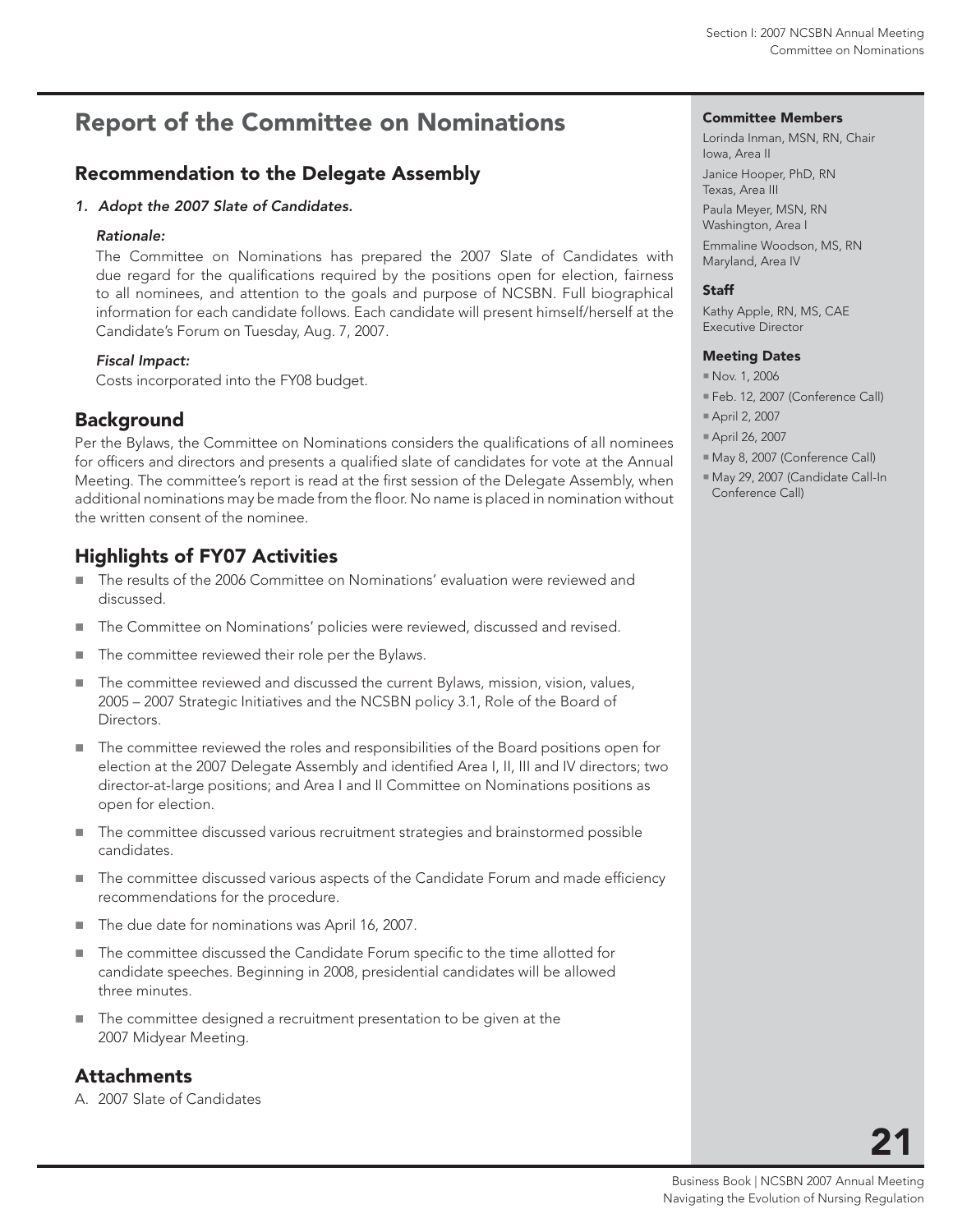# Report of the Committee on Nominations

## Recommendation to the Delegate Assembly

*1. Adopt the 2007 Slate of Candidates.*

*Rationale:*

The Committee on Nominations has prepared the 2007 Slate of Candidates with due regard for the qualifications required by the positions open for election, fairness to all nominees, and attention to the goals and purpose of NCSBN. Full biographical information for each candidate follows. Each candidate will present himself/herself at the Candidate's Forum on Tuesday, Aug. 7, 2007.

*Fiscal Impact:*

Costs incorporated into the FY08 budget.

## Background

Per the Bylaws, the Committee on Nominations considers the qualifications of all nominees for officers and directors and presents a qualified slate of candidates for vote at the Annual Meeting. The committee's report is read at the first session of the Delegate Assembly, when additional nominations may be made from the floor. No name is placed in nomination without the written consent of the nominee.

## Highlights of FY07 Activities

- The results of the 2006 Committee on Nominations' evaluation were reviewed and discussed.
- The Committee on Nominations' policies were reviewed, discussed and revised.
- The committee reviewed their role per the Bylaws.
- The committee reviewed and discussed the current Bylaws, mission, vision, values, 2005 – 2007 Strategic Initiatives and the NCSBN policy 3.1, Role of the Board of Directors.
- The committee reviewed the roles and responsibilities of the Board positions open for election at the 2007 Delegate Assembly and identified Area I, II, III and IV directors; two director-at-large positions; and Area I and II Committee on Nominations positions as open for election.
- The committee discussed various recruitment strategies and brainstormed possible candidates.
- The committee discussed various aspects of the Candidate Forum and made efficiency recommendations for the procedure.
- The due date for nominations was April 16, 2007.
- The committee discussed the Candidate Forum specific to the time allotted for candidate speeches. Beginning in 2008, presidential candidates will be allowed three minutes.
- The committee designed a recruitment presentation to be given at the 2007 Midyear Meeting.

## Attachments

A. 2007 Slate of Candidates

**Committee Members**

Lorinda Inman, MSN, RN, Chair
Iowa, Area II

Janice Hooper, PhD, RN
Texas, Area III

Paula Meyer, MSN, RN
Washington, Area I

Emmaline Woodson, MS, RN
Maryland, Area IV

**Staff**

Kathy Apple, RN, MS, CAE
Executive Director

**Meeting Dates**

- Nov. 1, 2006
- Feb. 12, 2007 (Conference Call)
- April 2, 2007
- April 26, 2007
- May 8, 2007 (Conference Call)
- May 29, 2007 (Candidate Call-In Conference Call)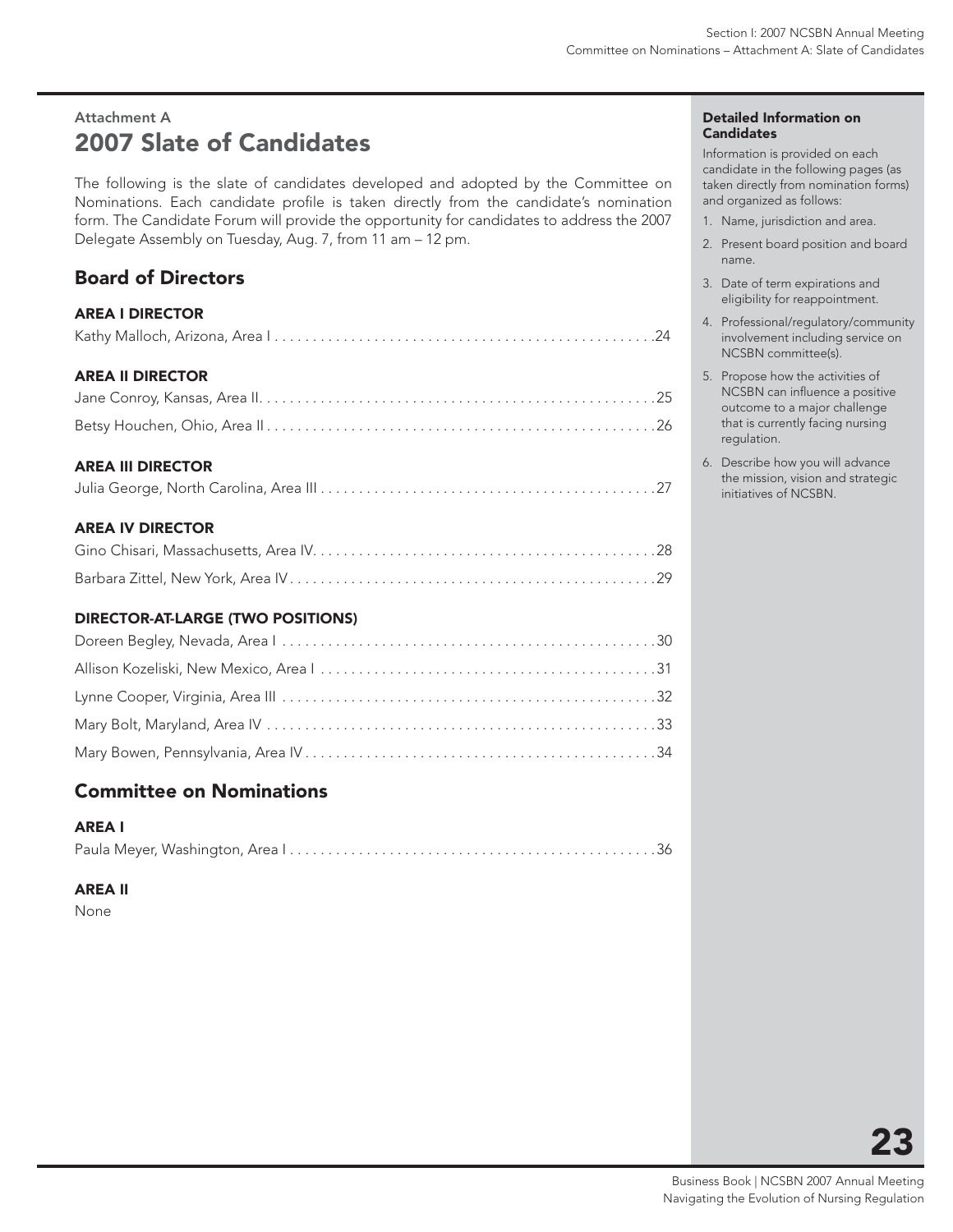Attachment A

# 2007 Slate of Candidates

The following is the slate of candidates developed and adopted by the Committee on Nominations. Each candidate profile is taken directly from the candidate's nomination form. The Candidate Forum will provide the opportunity for candidates to address the 2007 Delegate Assembly on Tuesday, Aug. 7, from 11 am – 12 pm.

## Board of Directors

### AREA I DIRECTOR

Kathy Malloch, Arizona, Area I . . . . . . . . . . . . . . . . . . . . . . . . . . . . . . . . . . . . . . . . . . . . . . . . .24

### AREA II DIRECTOR

Jane Conroy, Kansas, Area II. . . . . . . . . . . . . . . . . . . . . . . . . . . . . . . . . . . . . . . . . . . . . . . . . . . .25

Betsy Houchen, Ohio, Area II . . . . . . . . . . . . . . . . . . . . . . . . . . . . . . . . . . . . . . . . . . . . . . . . . .26

### AREA III DIRECTOR

Julia George, North Carolina, Area III . . . . . . . . . . . . . . . . . . . . . . . . . . . . . . . . . . . . . . . . . . . .27

### AREA IV DIRECTOR

Gino Chisari, Massachusetts, Area IV. . . . . . . . . . . . . . . . . . . . . . . . . . . . . . . . . . . . . . . . . . . . .28

Barbara Zittel, New York, Area IV . . . . . . . . . . . . . . . . . . . . . . . . . . . . . . . . . . . . . . . . . . . . . . .29

### DIRECTOR-AT-LARGE (TWO POSITIONS)

Doreen Begley, Nevada, Area I . . . . . . . . . . . . . . . . . . . . . . . . . . . . . . . . . . . . . . . . . . . . . . . . .30

Allison Kozeliski, New Mexico, Area I . . . . . . . . . . . . . . . . . . . . . . . . . . . . . . . . . . . . . . . . . . . .31

Lynne Cooper, Virginia, Area III . . . . . . . . . . . . . . . . . . . . . . . . . . . . . . . . . . . . . . . . . . . . . . . . .32

Mary Bolt, Maryland, Area IV . . . . . . . . . . . . . . . . . . . . . . . . . . . . . . . . . . . . . . . . . . . . . . . . . . .33

Mary Bowen, Pennsylvania, Area IV . . . . . . . . . . . . . . . . . . . . . . . . . . . . . . . . . . . . . . . . . . . . . .34

## Committee on Nominations

### AREA I

Paula Meyer, Washington, Area I . . . . . . . . . . . . . . . . . . . . . . . . . . . . . . . . . . . . . . . . . . . . . . . .36

### AREA II

None

**Detailed Information on Candidates**

Information is provided on each candidate in the following pages (as taken directly from nomination forms) and organized as follows:

1. Name, jurisdiction and area.
2. Present board position and board name.
3. Date of term expirations and eligibility for reappointment.
4. Professional/regulatory/community involvement including service on NCSBN committee(s).
5. Propose how the activities of NCSBN can influence a positive outcome to a major challenge that is currently facing nursing regulation.
6. Describe how you will advance the mission, vision and strategic initiatives of NCSBN.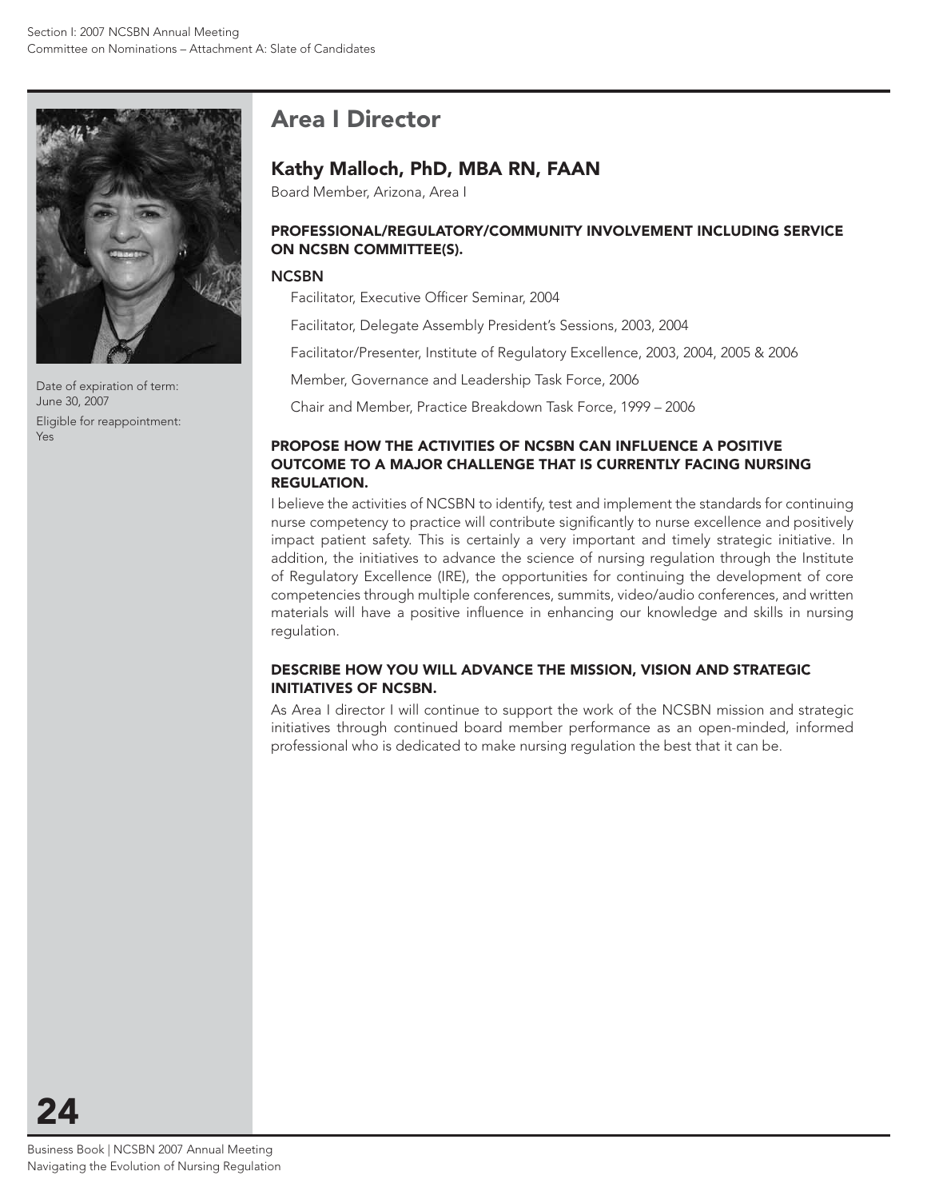## Area I Director

### Kathy Malloch, PhD, MBA RN, FAAN

Board Member, Arizona, Area I

Date of expiration of term: June 30, 2007

Eligible for reappointment: Yes

#### PROFESSIONAL/REGULATORY/COMMUNITY INVOLVEMENT INCLUDING SERVICE ON NCSBN COMMITTEE(S).

**NCSBN**

- Facilitator, Executive Officer Seminar, 2004
- Facilitator, Delegate Assembly President's Sessions, 2003, 2004
- Facilitator/Presenter, Institute of Regulatory Excellence, 2003, 2004, 2005 & 2006
- Member, Governance and Leadership Task Force, 2006
- Chair and Member, Practice Breakdown Task Force, 1999 – 2006

#### PROPOSE HOW THE ACTIVITIES OF NCSBN CAN INFLUENCE A POSITIVE OUTCOME TO A MAJOR CHALLENGE THAT IS CURRENTLY FACING NURSING REGULATION.

I believe the activities of NCSBN to identify, test and implement the standards for continuing nurse competency to practice will contribute significantly to nurse excellence and positively impact patient safety. This is certainly a very important and timely strategic initiative. In addition, the initiatives to advance the science of nursing regulation through the Institute of Regulatory Excellence (IRE), the opportunities for continuing the development of core competencies through multiple conferences, summits, video/audio conferences, and written materials will have a positive influence in enhancing our knowledge and skills in nursing regulation.

#### DESCRIBE HOW YOU WILL ADVANCE THE MISSION, VISION AND STRATEGIC INITIATIVES OF NCSBN.

As Area I director I will continue to support the work of the NCSBN mission and strategic initiatives through continued board member performance as an open-minded, informed professional who is dedicated to make nursing regulation the best that it can be.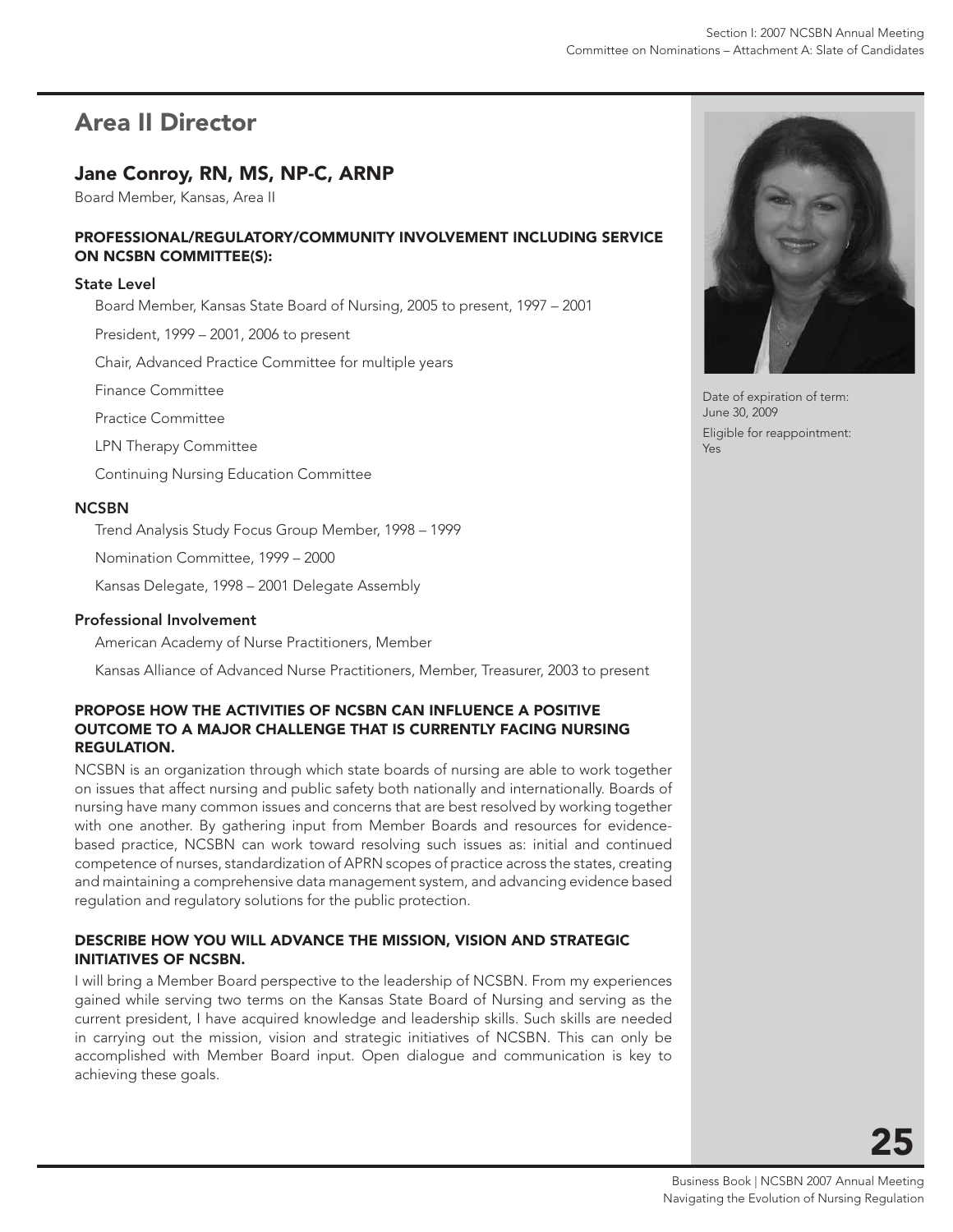## Area II Director

### Jane Conroy, RN, MS, NP-C, ARNP

Board Member, Kansas, Area II

Date of expiration of term: June 30, 2009

Eligible for reappointment: Yes

#### PROFESSIONAL/REGULATORY/COMMUNITY INVOLVEMENT INCLUDING SERVICE ON NCSBN COMMITTEE(S):

**State Level**

Board Member, Kansas State Board of Nursing, 2005 to present, 1997 – 2001

President, 1999 – 2001, 2006 to present

Chair, Advanced Practice Committee for multiple years

Finance Committee

Practice Committee

LPN Therapy Committee

Continuing Nursing Education Committee

**NCSBN**

Trend Analysis Study Focus Group Member, 1998 – 1999

Nomination Committee, 1999 – 2000

Kansas Delegate, 1998 – 2001 Delegate Assembly

**Professional Involvement**

American Academy of Nurse Practitioners, Member

Kansas Alliance of Advanced Nurse Practitioners, Member, Treasurer, 2003 to present

#### PROPOSE HOW THE ACTIVITIES OF NCSBN CAN INFLUENCE A POSITIVE OUTCOME TO A MAJOR CHALLENGE THAT IS CURRENTLY FACING NURSING REGULATION.

NCSBN is an organization through which state boards of nursing are able to work together on issues that affect nursing and public safety both nationally and internationally. Boards of nursing have many common issues and concerns that are best resolved by working together with one another. By gathering input from Member Boards and resources for evidence-based practice, NCSBN can work toward resolving such issues as: initial and continued competence of nurses, standardization of APRN scopes of practice across the states, creating and maintaining a comprehensive data management system, and advancing evidence based regulation and regulatory solutions for the public protection.

#### DESCRIBE HOW YOU WILL ADVANCE THE MISSION, VISION AND STRATEGIC INITIATIVES OF NCSBN.

I will bring a Member Board perspective to the leadership of NCSBN. From my experiences gained while serving two terms on the Kansas State Board of Nursing and serving as the current president, I have acquired knowledge and leadership skills. Such skills are needed in carrying out the mission, vision and strategic initiatives of NCSBN. This can only be accomplished with Member Board input. Open dialogue and communication is key to achieving these goals.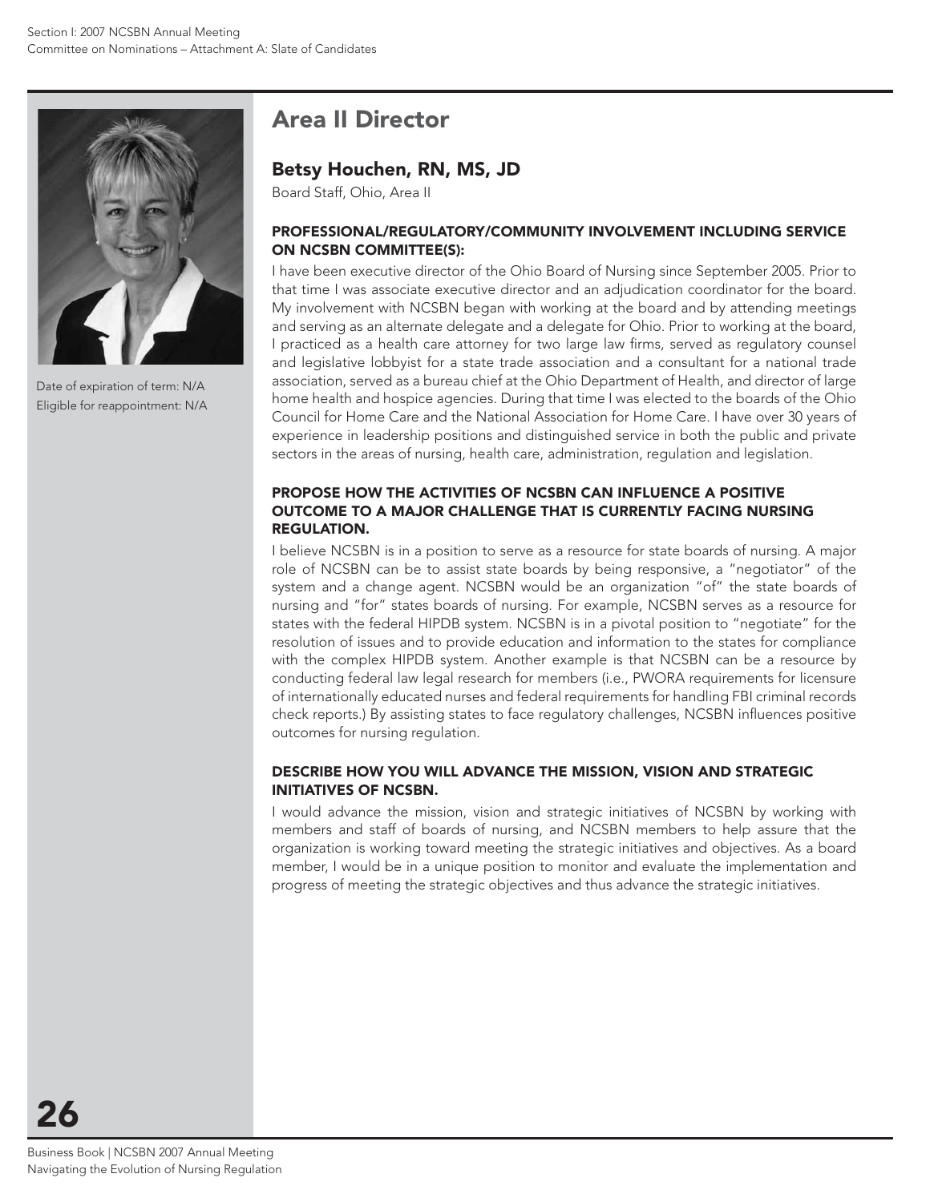Date of expiration of term: N/A
Eligible for reappointment: N/A

## Area II Director

### Betsy Houchen, RN, MS, JD

Board Staff, Ohio, Area II

#### PROFESSIONAL/REGULATORY/COMMUNITY INVOLVEMENT INCLUDING SERVICE ON NCSBN COMMITTEE(S):

I have been executive director of the Ohio Board of Nursing since September 2005. Prior to that time I was associate executive director and an adjudication coordinator for the board. My involvement with NCSBN began with working at the board and by attending meetings and serving as an alternate delegate and a delegate for Ohio. Prior to working at the board, I practiced as a health care attorney for two large law firms, served as regulatory counsel and legislative lobbyist for a state trade association and a consultant for a national trade association, served as a bureau chief at the Ohio Department of Health, and director of large home health and hospice agencies. During that time I was elected to the boards of the Ohio Council for Home Care and the National Association for Home Care. I have over 30 years of experience in leadership positions and distinguished service in both the public and private sectors in the areas of nursing, health care, administration, regulation and legislation.

#### PROPOSE HOW THE ACTIVITIES OF NCSBN CAN INFLUENCE A POSITIVE OUTCOME TO A MAJOR CHALLENGE THAT IS CURRENTLY FACING NURSING REGULATION.

I believe NCSBN is in a position to serve as a resource for state boards of nursing. A major role of NCSBN can be to assist state boards by being responsive, a "negotiator" of the system and a change agent. NCSBN would be an organization "of" the state boards of nursing and "for" states boards of nursing. For example, NCSBN serves as a resource for states with the federal HIPDB system. NCSBN is in a pivotal position to "negotiate" for the resolution of issues and to provide education and information to the states for compliance with the complex HIPDB system. Another example is that NCSBN can be a resource by conducting federal law legal research for members (i.e., PWORA requirements for licensure of internationally educated nurses and federal requirements for handling FBI criminal records check reports.) By assisting states to face regulatory challenges, NCSBN influences positive outcomes for nursing regulation.

#### DESCRIBE HOW YOU WILL ADVANCE THE MISSION, VISION AND STRATEGIC INITIATIVES OF NCSBN.

I would advance the mission, vision and strategic initiatives of NCSBN by working with members and staff of boards of nursing, and NCSBN members to help assure that the organization is working toward meeting the strategic initiatives and objectives. As a board member, I would be in a unique position to monitor and evaluate the implementation and progress of meeting the strategic objectives and thus advance the strategic initiatives.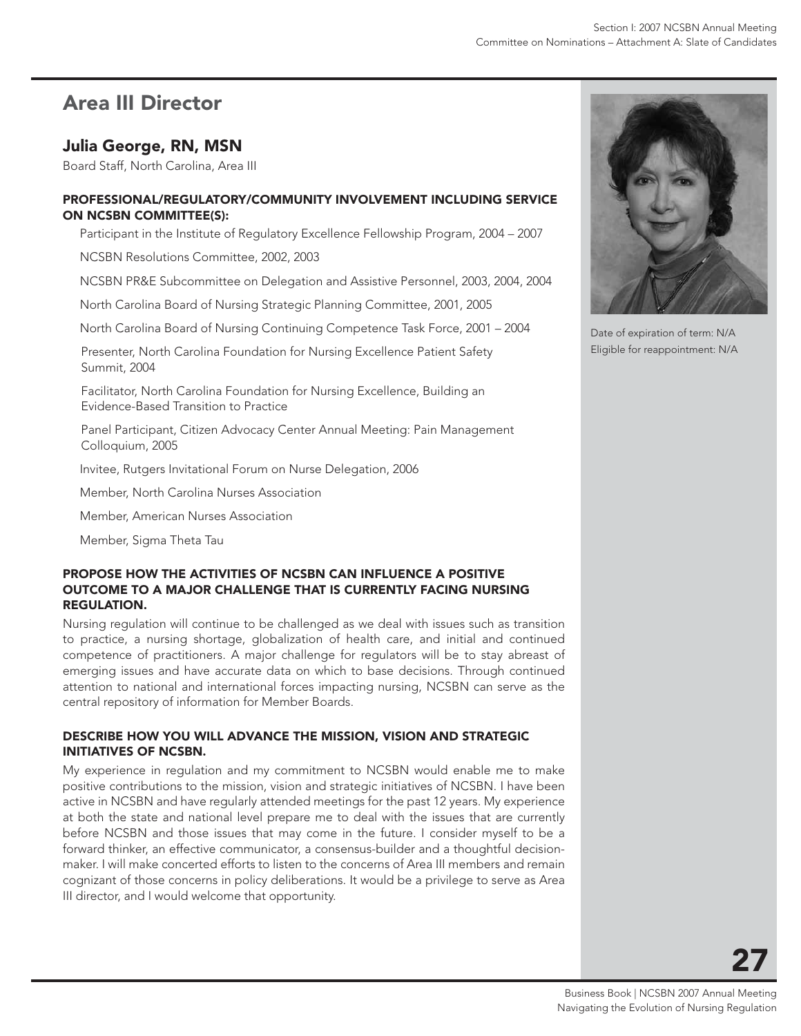## Area III Director

### Julia George, RN, MSN

Board Staff, North Carolina, Area III

#### PROFESSIONAL/REGULATORY/COMMUNITY INVOLVEMENT INCLUDING SERVICE ON NCSBN COMMITTEE(S):

Participant in the Institute of Regulatory Excellence Fellowship Program, 2004 – 2007

NCSBN Resolutions Committee, 2002, 2003

NCSBN PR&E Subcommittee on Delegation and Assistive Personnel, 2003, 2004, 2004

North Carolina Board of Nursing Strategic Planning Committee, 2001, 2005

North Carolina Board of Nursing Continuing Competence Task Force, 2001 – 2004

Presenter, North Carolina Foundation for Nursing Excellence Patient Safety Summit, 2004

Facilitator, North Carolina Foundation for Nursing Excellence, Building an Evidence-Based Transition to Practice

Panel Participant, Citizen Advocacy Center Annual Meeting: Pain Management Colloquium, 2005

Invitee, Rutgers Invitational Forum on Nurse Delegation, 2006

Member, North Carolina Nurses Association

Member, American Nurses Association

Member, Sigma Theta Tau

Date of expiration of term: N/A
Eligible for reappointment: N/A

#### PROPOSE HOW THE ACTIVITIES OF NCSBN CAN INFLUENCE A POSITIVE OUTCOME TO A MAJOR CHALLENGE THAT IS CURRENTLY FACING NURSING REGULATION.

Nursing regulation will continue to be challenged as we deal with issues such as transition to practice, a nursing shortage, globalization of health care, and initial and continued competence of practitioners. A major challenge for regulators will be to stay abreast of emerging issues and have accurate data on which to base decisions. Through continued attention to national and international forces impacting nursing, NCSBN can serve as the central repository of information for Member Boards.

#### DESCRIBE HOW YOU WILL ADVANCE THE MISSION, VISION AND STRATEGIC INITIATIVES OF NCSBN.

My experience in regulation and my commitment to NCSBN would enable me to make positive contributions to the mission, vision and strategic initiatives of NCSBN. I have been active in NCSBN and have regularly attended meetings for the past 12 years. My experience at both the state and national level prepare me to deal with the issues that are currently before NCSBN and those issues that may come in the future. I consider myself to be a forward thinker, an effective communicator, a consensus-builder and a thoughtful decision-maker. I will make concerted efforts to listen to the concerns of Area III members and remain cognizant of those concerns in policy deliberations. It would be a privilege to serve as Area III director, and I would welcome that opportunity.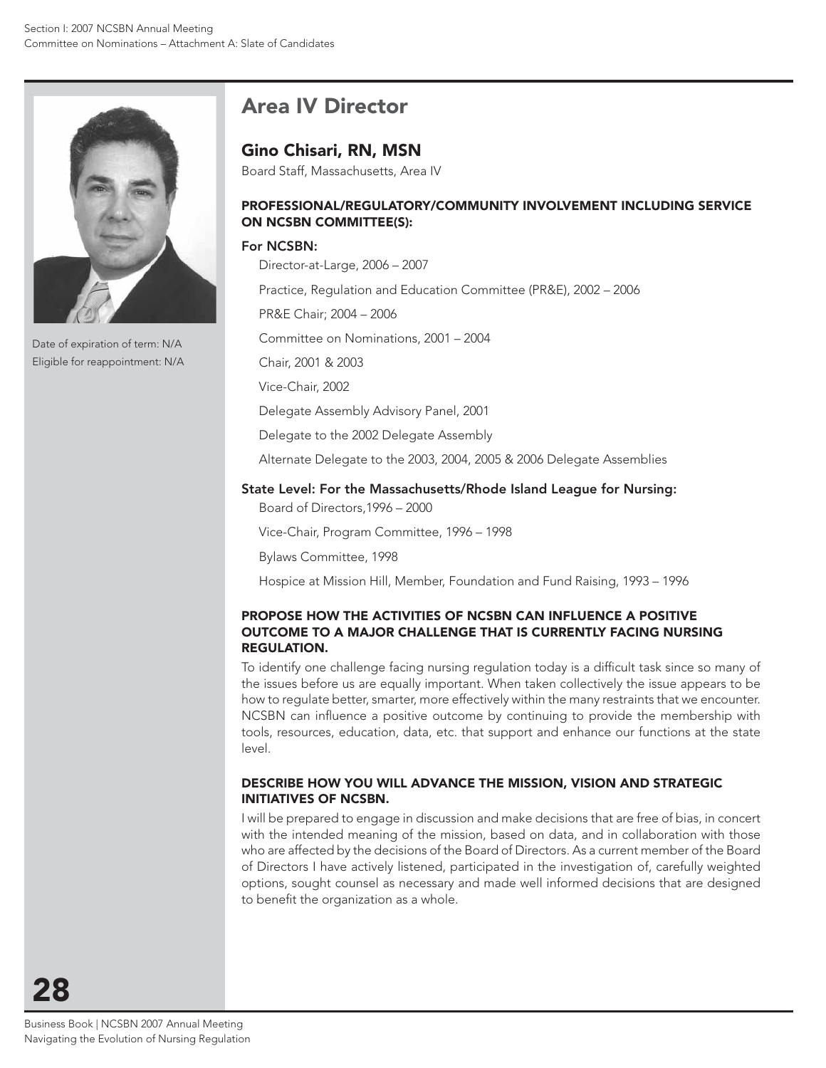Date of expiration of term: N/A

Eligible for reappointment: N/A

## Area IV Director

### Gino Chisari, RN, MSN

Board Staff, Massachusetts, Area IV

#### PROFESSIONAL/REGULATORY/COMMUNITY INVOLVEMENT INCLUDING SERVICE ON NCSBN COMMITTEE(S):

**For NCSBN:**

Director-at-Large, 2006 – 2007

Practice, Regulation and Education Committee (PR&E), 2002 – 2006

PR&E Chair; 2004 – 2006

Committee on Nominations, 2001 – 2004

Chair, 2001 & 2003

Vice-Chair, 2002

Delegate Assembly Advisory Panel, 2001

Delegate to the 2002 Delegate Assembly

Alternate Delegate to the 2003, 2004, 2005 & 2006 Delegate Assemblies

**State Level: For the Massachusetts/Rhode Island League for Nursing:**

Board of Directors,1996 – 2000

Vice-Chair, Program Committee, 1996 – 1998

Bylaws Committee, 1998

Hospice at Mission Hill, Member, Foundation and Fund Raising, 1993 – 1996

#### PROPOSE HOW THE ACTIVITIES OF NCSBN CAN INFLUENCE A POSITIVE OUTCOME TO A MAJOR CHALLENGE THAT IS CURRENTLY FACING NURSING REGULATION.

To identify one challenge facing nursing regulation today is a difficult task since so many of the issues before us are equally important. When taken collectively the issue appears to be how to regulate better, smarter, more effectively within the many restraints that we encounter. NCSBN can influence a positive outcome by continuing to provide the membership with tools, resources, education, data, etc. that support and enhance our functions at the state level.

#### DESCRIBE HOW YOU WILL ADVANCE THE MISSION, VISION AND STRATEGIC INITIATIVES OF NCSBN.

I will be prepared to engage in discussion and make decisions that are free of bias, in concert with the intended meaning of the mission, based on data, and in collaboration with those who are affected by the decisions of the Board of Directors. As a current member of the Board of Directors I have actively listened, participated in the investigation of, carefully weighted options, sought counsel as necessary and made well informed decisions that are designed to benefit the organization as a whole.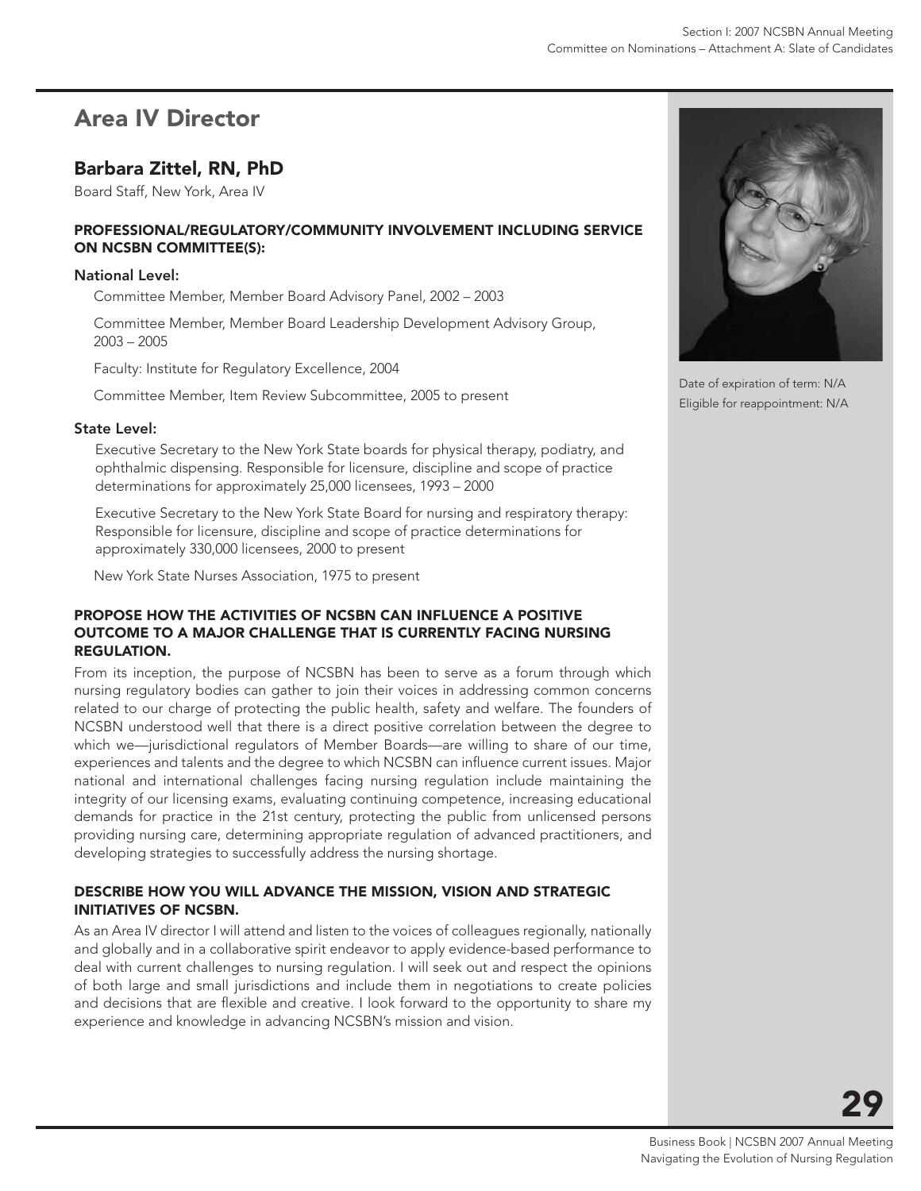## Area IV Director

### Barbara Zittel, RN, PhD

Board Staff, New York, Area IV

Date of expiration of term: N/A
Eligible for reappointment: N/A

#### PROFESSIONAL/REGULATORY/COMMUNITY INVOLVEMENT INCLUDING SERVICE ON NCSBN COMMITTEE(S):

**National Level:**

Committee Member, Member Board Advisory Panel, 2002 – 2003

Committee Member, Member Board Leadership Development Advisory Group, 2003 – 2005

Faculty: Institute for Regulatory Excellence, 2004

Committee Member, Item Review Subcommittee, 2005 to present

**State Level:**

Executive Secretary to the New York State boards for physical therapy, podiatry, and ophthalmic dispensing. Responsible for licensure, discipline and scope of practice determinations for approximately 25,000 licensees, 1993 – 2000

Executive Secretary to the New York State Board for nursing and respiratory therapy: Responsible for licensure, discipline and scope of practice determinations for approximately 330,000 licensees, 2000 to present

New York State Nurses Association, 1975 to present

#### PROPOSE HOW THE ACTIVITIES OF NCSBN CAN INFLUENCE A POSITIVE OUTCOME TO A MAJOR CHALLENGE THAT IS CURRENTLY FACING NURSING REGULATION.

From its inception, the purpose of NCSBN has been to serve as a forum through which nursing regulatory bodies can gather to join their voices in addressing common concerns related to our charge of protecting the public health, safety and welfare. The founders of NCSBN understood well that there is a direct positive correlation between the degree to which we—jurisdictional regulators of Member Boards—are willing to share of our time, experiences and talents and the degree to which NCSBN can influence current issues. Major national and international challenges facing nursing regulation include maintaining the integrity of our licensing exams, evaluating continuing competence, increasing educational demands for practice in the 21st century, protecting the public from unlicensed persons providing nursing care, determining appropriate regulation of advanced practitioners, and developing strategies to successfully address the nursing shortage.

#### DESCRIBE HOW YOU WILL ADVANCE THE MISSION, VISION AND STRATEGIC INITIATIVES OF NCSBN.

As an Area IV director I will attend and listen to the voices of colleagues regionally, nationally and globally and in a collaborative spirit endeavor to apply evidence-based performance to deal with current challenges to nursing regulation. I will seek out and respect the opinions of both large and small jurisdictions and include them in negotiations to create policies and decisions that are flexible and creative. I look forward to the opportunity to share my experience and knowledge in advancing NCSBN's mission and vision.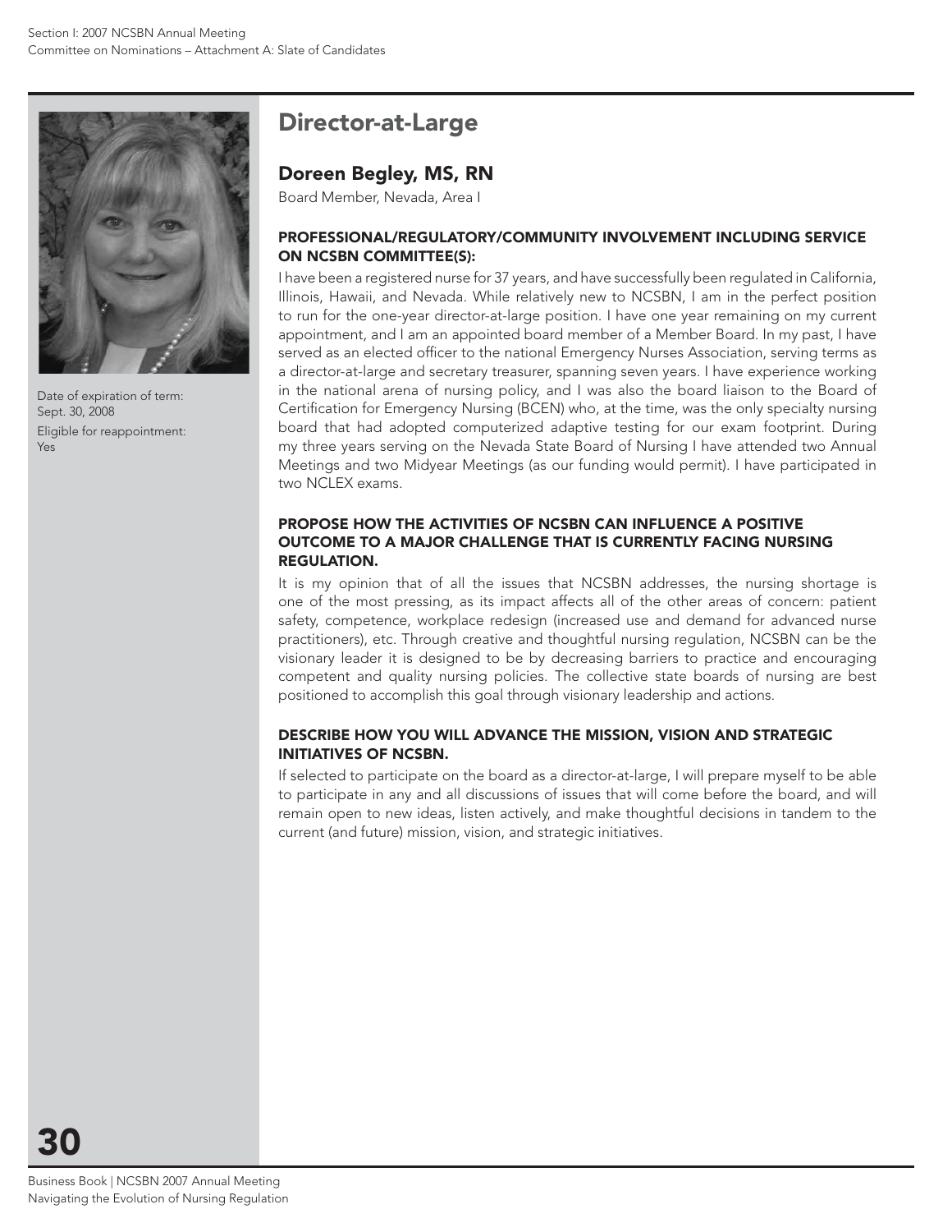## Director-at-Large

### Doreen Begley, MS, RN

Board Member, Nevada, Area I

Date of expiration of term: Sept. 30, 2008

Eligible for reappointment: Yes

**PROFESSIONAL/REGULATORY/COMMUNITY INVOLVEMENT INCLUDING SERVICE ON NCSBN COMMITTEE(S):**

I have been a registered nurse for 37 years, and have successfully been regulated in California, Illinois, Hawaii, and Nevada. While relatively new to NCSBN, I am in the perfect position to run for the one-year director-at-large position. I have one year remaining on my current appointment, and I am an appointed board member of a Member Board. In my past, I have served as an elected officer to the national Emergency Nurses Association, serving terms as a director-at-large and secretary treasurer, spanning seven years. I have experience working in the national arena of nursing policy, and I was also the board liaison to the Board of Certification for Emergency Nursing (BCEN) who, at the time, was the only specialty nursing board that had adopted computerized adaptive testing for our exam footprint. During my three years serving on the Nevada State Board of Nursing I have attended two Annual Meetings and two Midyear Meetings (as our funding would permit). I have participated in two NCLEX exams.

**PROPOSE HOW THE ACTIVITIES OF NCSBN CAN INFLUENCE A POSITIVE OUTCOME TO A MAJOR CHALLENGE THAT IS CURRENTLY FACING NURSING REGULATION.**

It is my opinion that of all the issues that NCSBN addresses, the nursing shortage is one of the most pressing, as its impact affects all of the other areas of concern: patient safety, competence, workplace redesign (increased use and demand for advanced nurse practitioners), etc. Through creative and thoughtful nursing regulation, NCSBN can be the visionary leader it is designed to be by decreasing barriers to practice and encouraging competent and quality nursing policies. The collective state boards of nursing are best positioned to accomplish this goal through visionary leadership and actions.

**DESCRIBE HOW YOU WILL ADVANCE THE MISSION, VISION AND STRATEGIC INITIATIVES OF NCSBN.**

If selected to participate on the board as a director-at-large, I will prepare myself to be able to participate in any and all discussions of issues that will come before the board, and will remain open to new ideas, listen actively, and make thoughtful decisions in tandem to the current (and future) mission, vision, and strategic initiatives.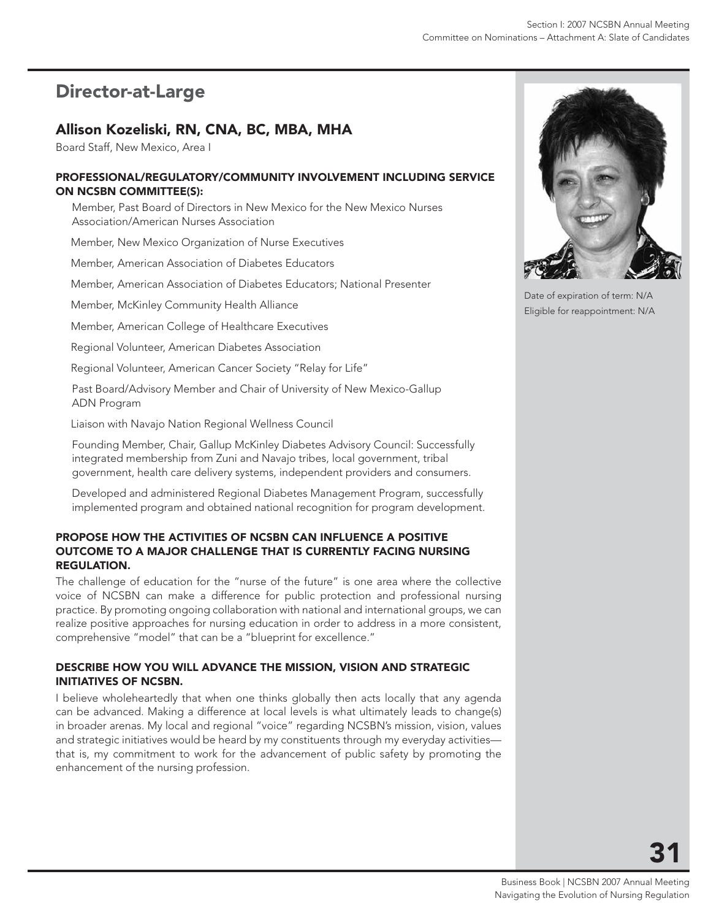## Director-at-Large

### Allison Kozeliski, RN, CNA, BC, MBA, MHA

Board Staff, New Mexico, Area I

**PROFESSIONAL/REGULATORY/COMMUNITY INVOLVEMENT INCLUDING SERVICE ON NCSBN COMMITTEE(S):**

Member, Past Board of Directors in New Mexico for the New Mexico Nurses Association/American Nurses Association

Member, New Mexico Organization of Nurse Executives

Member, American Association of Diabetes Educators

Member, American Association of Diabetes Educators; National Presenter

Member, McKinley Community Health Alliance

Member, American College of Healthcare Executives

Regional Volunteer, American Diabetes Association

Regional Volunteer, American Cancer Society "Relay for Life"

Past Board/Advisory Member and Chair of University of New Mexico-Gallup ADN Program

Liaison with Navajo Nation Regional Wellness Council

Founding Member, Chair, Gallup McKinley Diabetes Advisory Council: Successfully integrated membership from Zuni and Navajo tribes, local government, tribal government, health care delivery systems, independent providers and consumers.

Developed and administered Regional Diabetes Management Program, successfully implemented program and obtained national recognition for program development.

**PROPOSE HOW THE ACTIVITIES OF NCSBN CAN INFLUENCE A POSITIVE OUTCOME TO A MAJOR CHALLENGE THAT IS CURRENTLY FACING NURSING REGULATION.**

The challenge of education for the "nurse of the future" is one area where the collective voice of NCSBN can make a difference for public protection and professional nursing practice. By promoting ongoing collaboration with national and international groups, we can realize positive approaches for nursing education in order to address in a more consistent, comprehensive "model" that can be a "blueprint for excellence."

**DESCRIBE HOW YOU WILL ADVANCE THE MISSION, VISION AND STRATEGIC INITIATIVES OF NCSBN.**

I believe wholeheartedly that when one thinks globally then acts locally that any agenda can be advanced. Making a difference at local levels is what ultimately leads to change(s) in broader arenas. My local and regional "voice" regarding NCSBN's mission, vision, values and strategic initiatives would be heard by my constituents through my everyday activities—that is, my commitment to work for the advancement of public safety by promoting the enhancement of the nursing profession.

Date of expiration of term: N/A
Eligible for reappointment: N/A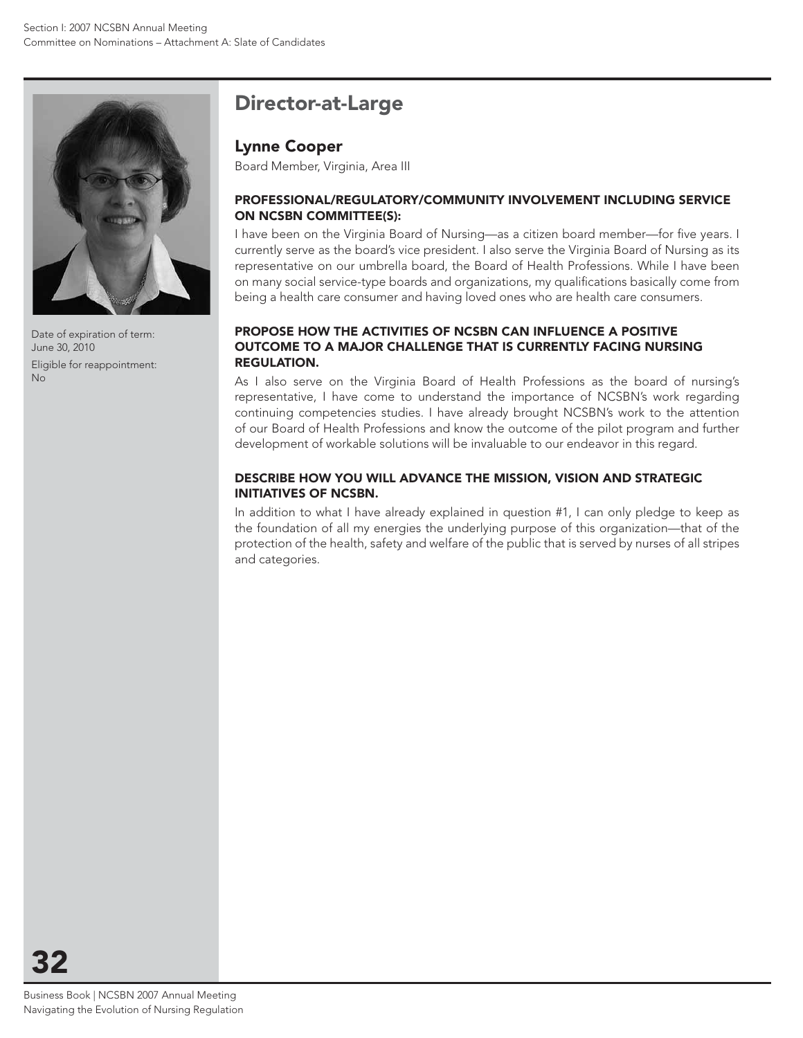## Director-at-Large

### Lynne Cooper

Board Member, Virginia, Area III

Date of expiration of term: June 30, 2010

Eligible for reappointment: No

**PROFESSIONAL/REGULATORY/COMMUNITY INVOLVEMENT INCLUDING SERVICE ON NCSBN COMMITTEE(S):**

I have been on the Virginia Board of Nursing—as a citizen board member—for five years. I currently serve as the board's vice president. I also serve the Virginia Board of Nursing as its representative on our umbrella board, the Board of Health Professions. While I have been on many social service-type boards and organizations, my qualifications basically come from being a health care consumer and having loved ones who are health care consumers.

**PROPOSE HOW THE ACTIVITIES OF NCSBN CAN INFLUENCE A POSITIVE OUTCOME TO A MAJOR CHALLENGE THAT IS CURRENTLY FACING NURSING REGULATION.**

As I also serve on the Virginia Board of Health Professions as the board of nursing's representative, I have come to understand the importance of NCSBN's work regarding continuing competencies studies. I have already brought NCSBN's work to the attention of our Board of Health Professions and know the outcome of the pilot program and further development of workable solutions will be invaluable to our endeavor in this regard.

**DESCRIBE HOW YOU WILL ADVANCE THE MISSION, VISION AND STRATEGIC INITIATIVES OF NCSBN.**

In addition to what I have already explained in question #1, I can only pledge to keep as the foundation of all my energies the underlying purpose of this organization—that of the protection of the health, safety and welfare of the public that is served by nurses of all stripes and categories.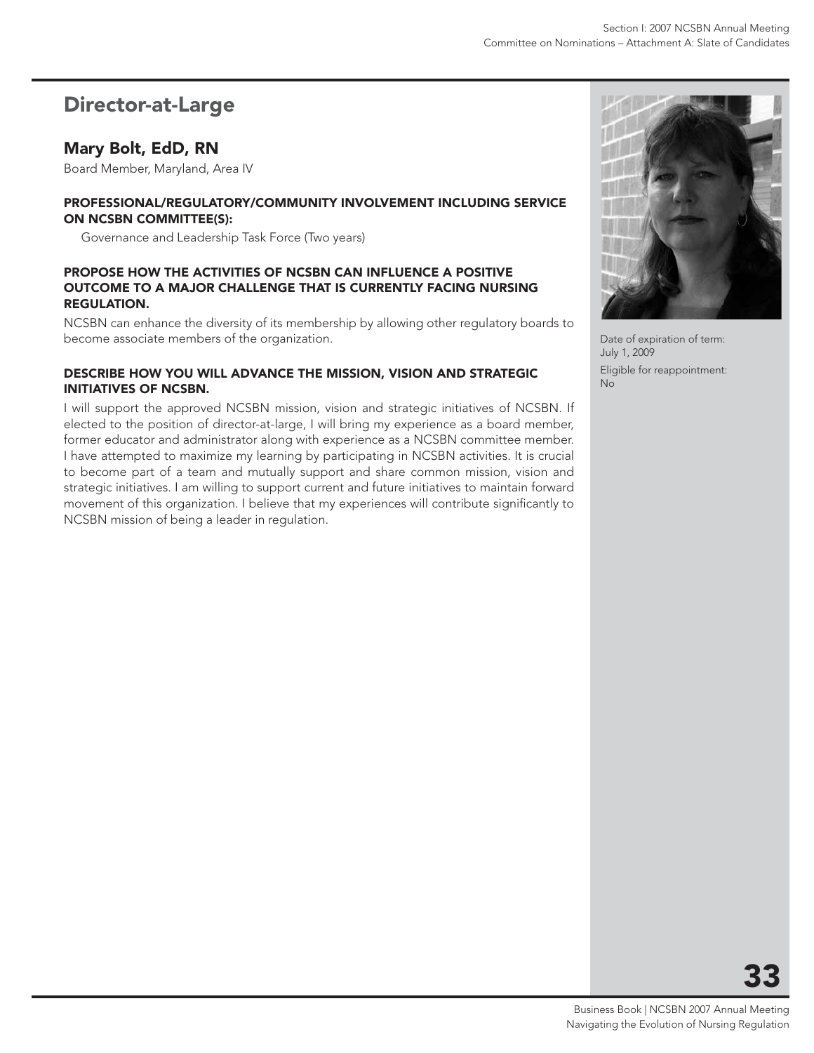## Director-at-Large

### Mary Bolt, EdD, RN

Board Member, Maryland, Area IV

**PROFESSIONAL/REGULATORY/COMMUNITY INVOLVEMENT INCLUDING SERVICE ON NCSBN COMMITTEE(S):**

Governance and Leadership Task Force (Two years)

**PROPOSE HOW THE ACTIVITIES OF NCSBN CAN INFLUENCE A POSITIVE OUTCOME TO A MAJOR CHALLENGE THAT IS CURRENTLY FACING NURSING REGULATION.**

NCSBN can enhance the diversity of its membership by allowing other regulatory boards to become associate members of the organization.

**DESCRIBE HOW YOU WILL ADVANCE THE MISSION, VISION AND STRATEGIC INITIATIVES OF NCSBN.**

I will support the approved NCSBN mission, vision and strategic initiatives of NCSBN. If elected to the position of director-at-large, I will bring my experience as a board member, former educator and administrator along with experience as a NCSBN committee member. I have attempted to maximize my learning by participating in NCSBN activities. It is crucial to become part of a team and mutually support and share common mission, vision and strategic initiatives. I am willing to support current and future initiatives to maintain forward movement of this organization. I believe that my experiences will contribute significantly to NCSBN mission of being a leader in regulation.

Date of expiration of term: July 1, 2009

Eligible for reappointment: No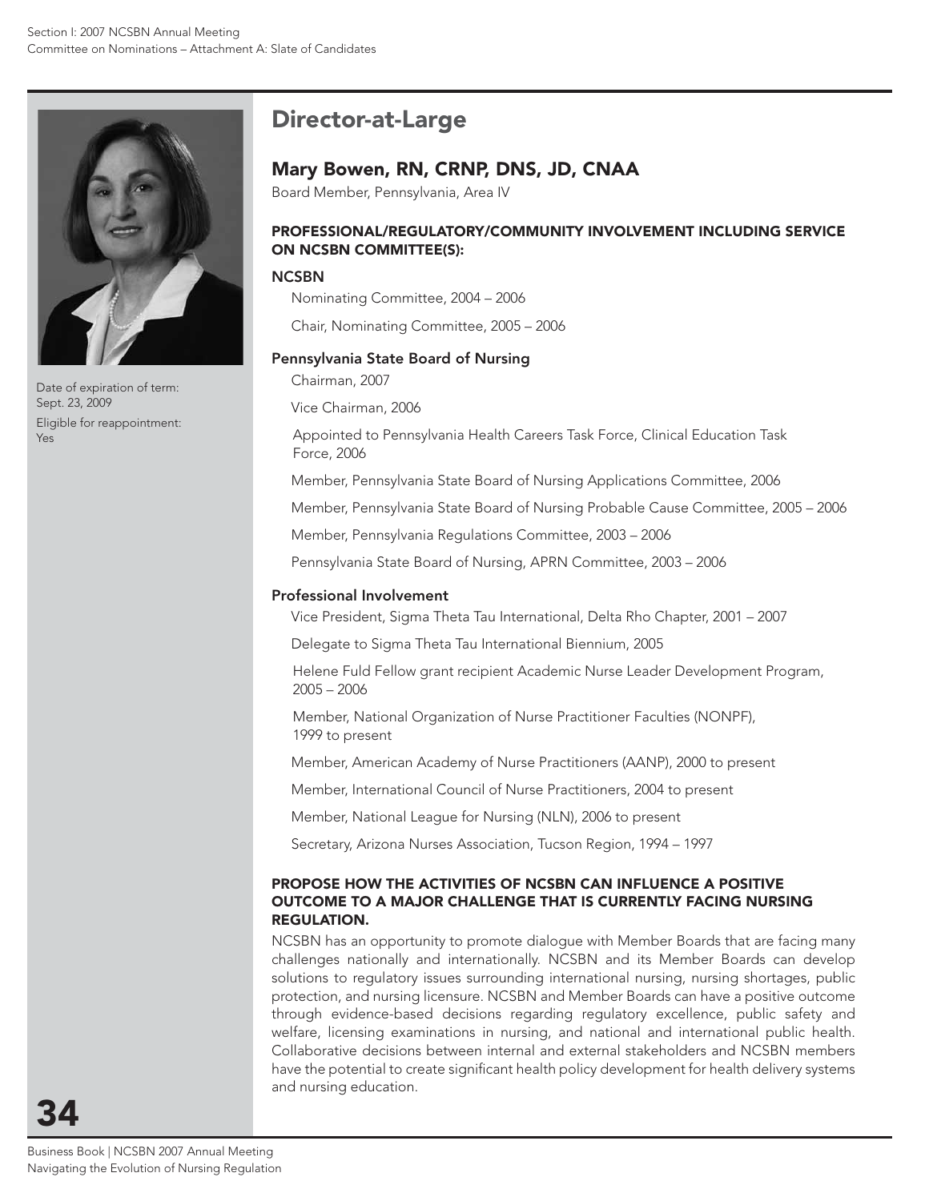# Director-at-Large

## Mary Bowen, RN, CRNP, DNS, JD, CNAA

Board Member, Pennsylvania, Area IV

Date of expiration of term: Sept. 23, 2009

Eligible for reappointment: Yes

### PROFESSIONAL/REGULATORY/COMMUNITY INVOLVEMENT INCLUDING SERVICE ON NCSBN COMMITTEE(S):

**NCSBN**

Nominating Committee, 2004 – 2006

Chair, Nominating Committee, 2005 – 2006

**Pennsylvania State Board of Nursing**

Chairman, 2007

Vice Chairman, 2006

Appointed to Pennsylvania Health Careers Task Force, Clinical Education Task Force, 2006

Member, Pennsylvania State Board of Nursing Applications Committee, 2006

Member, Pennsylvania State Board of Nursing Probable Cause Committee, 2005 – 2006

Member, Pennsylvania Regulations Committee, 2003 – 2006

Pennsylvania State Board of Nursing, APRN Committee, 2003 – 2006

**Professional Involvement**

Vice President, Sigma Theta Tau International, Delta Rho Chapter, 2001 – 2007

Delegate to Sigma Theta Tau International Biennium, 2005

Helene Fuld Fellow grant recipient Academic Nurse Leader Development Program, 2005 – 2006

Member, National Organization of Nurse Practitioner Faculties (NONPF), 1999 to present

Member, American Academy of Nurse Practitioners (AANP), 2000 to present

Member, International Council of Nurse Practitioners, 2004 to present

Member, National League for Nursing (NLN), 2006 to present

Secretary, Arizona Nurses Association, Tucson Region, 1994 – 1997

### PROPOSE HOW THE ACTIVITIES OF NCSBN CAN INFLUENCE A POSITIVE OUTCOME TO A MAJOR CHALLENGE THAT IS CURRENTLY FACING NURSING REGULATION.

NCSBN has an opportunity to promote dialogue with Member Boards that are facing many challenges nationally and internationally. NCSBN and its Member Boards can develop solutions to regulatory issues surrounding international nursing, nursing shortages, public protection, and nursing licensure. NCSBN and Member Boards can have a positive outcome through evidence-based decisions regarding regulatory excellence, public safety and welfare, licensing examinations in nursing, and national and international public health. Collaborative decisions between internal and external stakeholders and NCSBN members have the potential to create significant health policy development for health delivery systems and nursing education.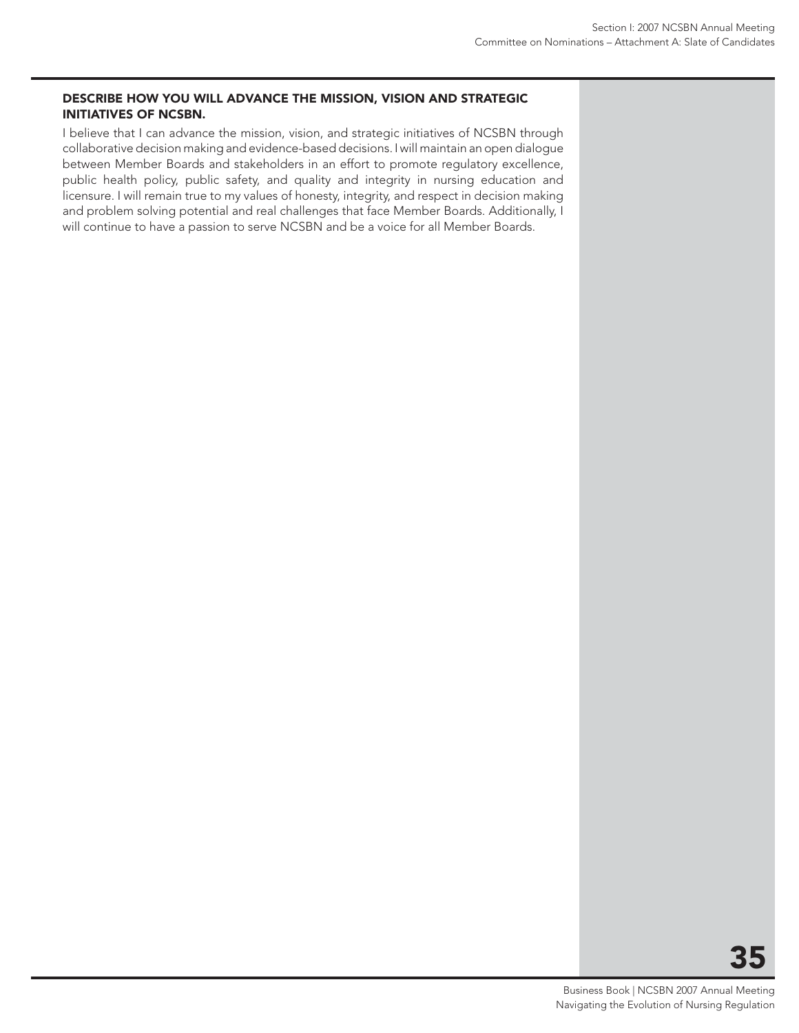### DESCRIBE HOW YOU WILL ADVANCE THE MISSION, VISION AND STRATEGIC INITIATIVES OF NCSBN.

I believe that I can advance the mission, vision, and strategic initiatives of NCSBN through collaborative decision making and evidence-based decisions. I will maintain an open dialogue between Member Boards and stakeholders in an effort to promote regulatory excellence, public health policy, public safety, and quality and integrity in nursing education and licensure. I will remain true to my values of honesty, integrity, and respect in decision making and problem solving potential and real challenges that face Member Boards. Additionally, I will continue to have a passion to serve NCSBN and be a voice for all Member Boards.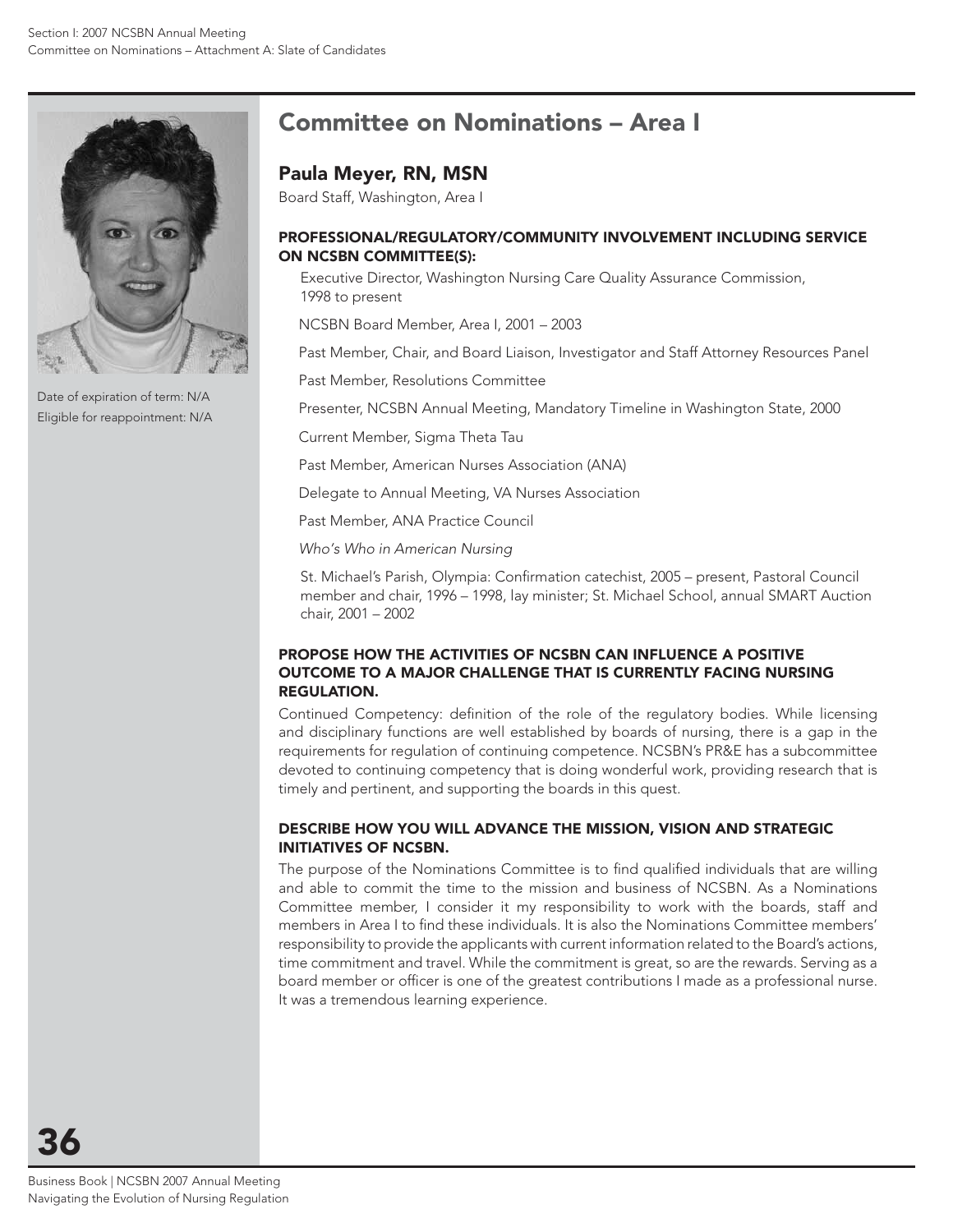## Committee on Nominations – Area I

### Paula Meyer, RN, MSN

Board Staff, Washington, Area I

Date of expiration of term: N/A
Eligible for reappointment: N/A

#### PROFESSIONAL/REGULATORY/COMMUNITY INVOLVEMENT INCLUDING SERVICE ON NCSBN COMMITTEE(S):

Executive Director, Washington Nursing Care Quality Assurance Commission, 1998 to present

NCSBN Board Member, Area I, 2001 – 2003

Past Member, Chair, and Board Liaison, Investigator and Staff Attorney Resources Panel

Past Member, Resolutions Committee

Presenter, NCSBN Annual Meeting, Mandatory Timeline in Washington State, 2000

Current Member, Sigma Theta Tau

Past Member, American Nurses Association (ANA)

Delegate to Annual Meeting, VA Nurses Association

Past Member, ANA Practice Council

*Who's Who in American Nursing*

St. Michael's Parish, Olympia: Confirmation catechist, 2005 – present, Pastoral Council member and chair, 1996 – 1998, lay minister; St. Michael School, annual SMART Auction chair, 2001 – 2002

#### PROPOSE HOW THE ACTIVITIES OF NCSBN CAN INFLUENCE A POSITIVE OUTCOME TO A MAJOR CHALLENGE THAT IS CURRENTLY FACING NURSING REGULATION.

Continued Competency: definition of the role of the regulatory bodies. While licensing and disciplinary functions are well established by boards of nursing, there is a gap in the requirements for regulation of continuing competence. NCSBN's PR&E has a subcommittee devoted to continuing competency that is doing wonderful work, providing research that is timely and pertinent, and supporting the boards in this quest.

#### DESCRIBE HOW YOU WILL ADVANCE THE MISSION, VISION AND STRATEGIC INITIATIVES OF NCSBN.

The purpose of the Nominations Committee is to find qualified individuals that are willing and able to commit the time to the mission and business of NCSBN. As a Nominations Committee member, I consider it my responsibility to work with the boards, staff and members in Area I to find these individuals. It is also the Nominations Committee members' responsibility to provide the applicants with current information related to the Board's actions, time commitment and travel. While the commitment is great, so are the rewards. Serving as a board member or officer is one of the greatest contributions I made as a professional nurse. It was a tremendous learning experience.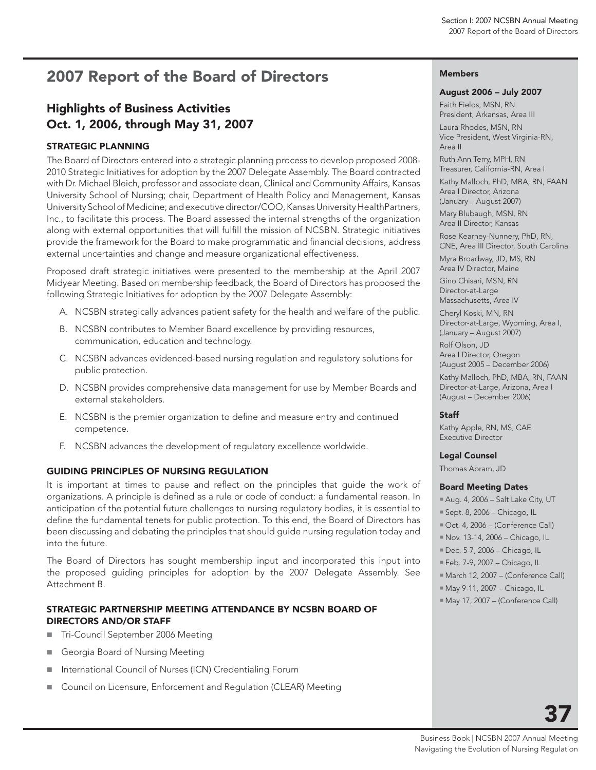# 2007 Report of the Board of Directors

## Highlights of Business Activities Oct. 1, 2006, through May 31, 2007

### STRATEGIC PLANNING

The Board of Directors entered into a strategic planning process to develop proposed 2008-2010 Strategic Initiatives for adoption by the 2007 Delegate Assembly. The Board contracted with Dr. Michael Bleich, professor and associate dean, Clinical and Community Affairs, Kansas University School of Nursing; chair, Department of Health Policy and Management, Kansas University School of Medicine; and executive director/COO, Kansas University HealthPartners, Inc., to facilitate this process. The Board assessed the internal strengths of the organization along with external opportunities that will fulfill the mission of NCSBN. Strategic initiatives provide the framework for the Board to make programmatic and financial decisions, address external uncertainties and change and measure organizational effectiveness.

Proposed draft strategic initiatives were presented to the membership at the April 2007 Midyear Meeting. Based on membership feedback, the Board of Directors has proposed the following Strategic Initiatives for adoption by the 2007 Delegate Assembly:

A. NCSBN strategically advances patient safety for the health and welfare of the public.

B. NCSBN contributes to Member Board excellence by providing resources, communication, education and technology.

C. NCSBN advances evidenced-based nursing regulation and regulatory solutions for public protection.

D. NCSBN provides comprehensive data management for use by Member Boards and external stakeholders.

E. NCSBN is the premier organization to define and measure entry and continued competence.

F. NCSBN advances the development of regulatory excellence worldwide.

### GUIDING PRINCIPLES OF NURSING REGULATION

It is important at times to pause and reflect on the principles that guide the work of organizations. A principle is defined as a rule or code of conduct: a fundamental reason. In anticipation of the potential future challenges to nursing regulatory bodies, it is essential to define the fundamental tenets for public protection. To this end, the Board of Directors has been discussing and debating the principles that should guide nursing regulation today and into the future.

The Board of Directors has sought membership input and incorporated this input into the proposed guiding principles for adoption by the 2007 Delegate Assembly. See Attachment B.

### STRATEGIC PARTNERSHIP MEETING ATTENDANCE BY NCSBN BOARD OF DIRECTORS AND/OR STAFF

- Tri-Council September 2006 Meeting
- Georgia Board of Nursing Meeting
- International Council of Nurses (ICN) Credentialing Forum
- Council on Licensure, Enforcement and Regulation (CLEAR) Meeting

### Members

**August 2006 – July 2007**

Faith Fields, MSN, RN
President, Arkansas, Area III

Laura Rhodes, MSN, RN
Vice President, West Virginia-RN, Area II

Ruth Ann Terry, MPH, RN
Treasurer, California-RN, Area I

Kathy Malloch, PhD, MBA, RN, FAAN
Area I Director, Arizona
(January – August 2007)

Mary Blubaugh, MSN, RN
Area II Director, Kansas

Rose Kearney-Nunnery, PhD, RN, CNE, Area III Director, South Carolina

Myra Broadway, JD, MS, RN
Area IV Director, Maine

Gino Chisari, MSN, RN
Director-at-Large
Massachusetts, Area IV

Cheryl Koski, MN, RN
Director-at-Large, Wyoming, Area I, (January – August 2007)

Rolf Olson, JD
Area I Director, Oregon
(August 2005 – December 2006)

Kathy Malloch, PhD, MBA, RN, FAAN
Director-at-Large, Arizona, Area I
(August – December 2006)

### Staff

Kathy Apple, RN, MS, CAE
Executive Director

### Legal Counsel

Thomas Abram, JD

### Board Meeting Dates

- Aug. 4, 2006 – Salt Lake City, UT
- Sept. 8, 2006 – Chicago, IL
- Oct. 4, 2006 – (Conference Call)
- Nov. 13-14, 2006 – Chicago, IL
- Dec. 5-7, 2006 – Chicago, IL
- Feb. 7-9, 2007 – Chicago, IL
- March 12, 2007 – (Conference Call)
- May 9-11, 2007 – Chicago, IL
- May 17, 2007 – (Conference Call)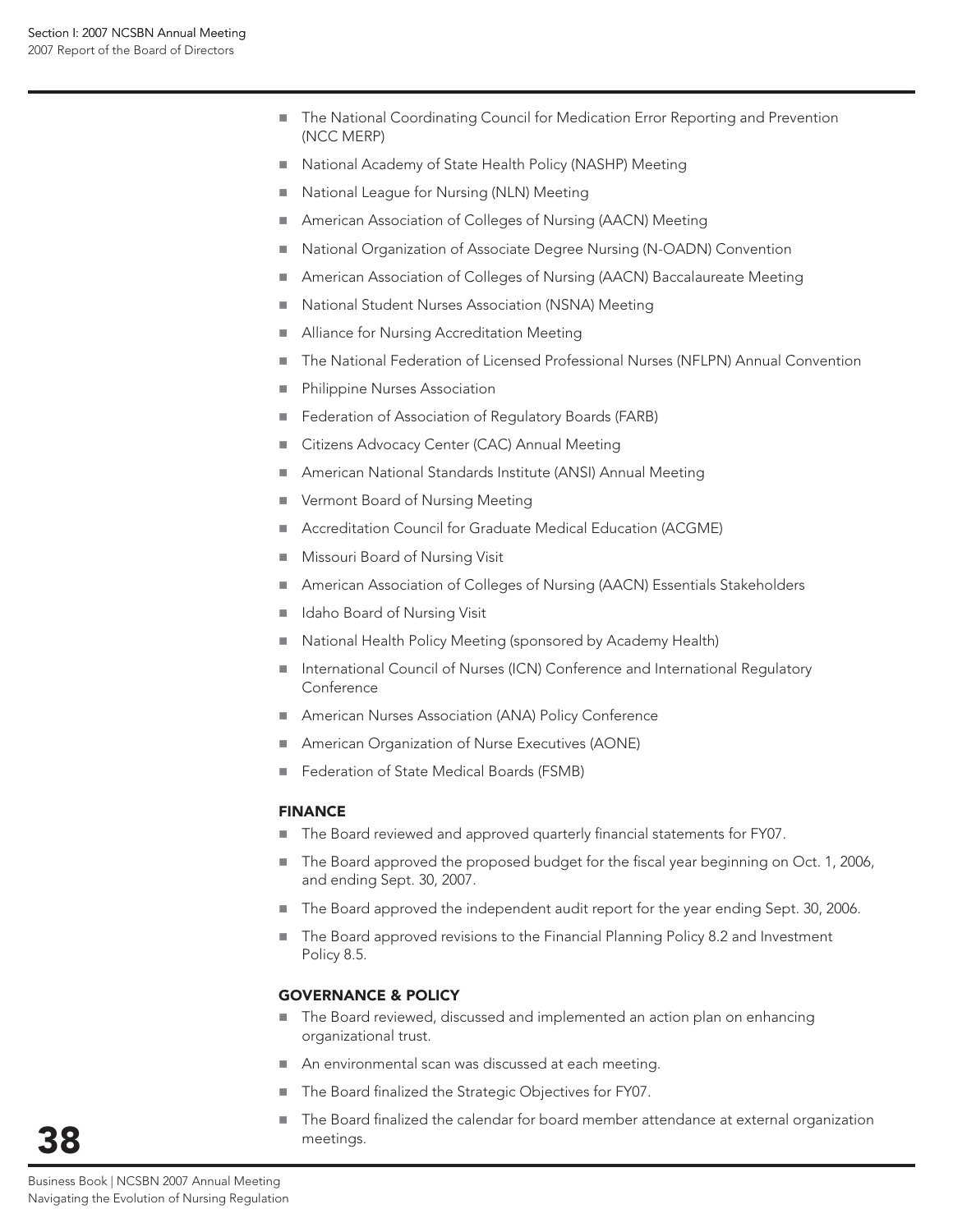- The National Coordinating Council for Medication Error Reporting and Prevention (NCC MERP)
- National Academy of State Health Policy (NASHP) Meeting
- National League for Nursing (NLN) Meeting
- American Association of Colleges of Nursing (AACN) Meeting
- National Organization of Associate Degree Nursing (N-OADN) Convention
- American Association of Colleges of Nursing (AACN) Baccalaureate Meeting
- National Student Nurses Association (NSNA) Meeting
- Alliance for Nursing Accreditation Meeting
- The National Federation of Licensed Professional Nurses (NFLPN) Annual Convention
- Philippine Nurses Association
- Federation of Association of Regulatory Boards (FARB)
- Citizens Advocacy Center (CAC) Annual Meeting
- American National Standards Institute (ANSI) Annual Meeting
- Vermont Board of Nursing Meeting
- Accreditation Council for Graduate Medical Education (ACGME)
- Missouri Board of Nursing Visit
- American Association of Colleges of Nursing (AACN) Essentials Stakeholders
- Idaho Board of Nursing Visit
- National Health Policy Meeting (sponsored by Academy Health)
- International Council of Nurses (ICN) Conference and International Regulatory Conference
- American Nurses Association (ANA) Policy Conference
- American Organization of Nurse Executives (AONE)
- Federation of State Medical Boards (FSMB)

### FINANCE

- The Board reviewed and approved quarterly financial statements for FY07.
- The Board approved the proposed budget for the fiscal year beginning on Oct. 1, 2006, and ending Sept. 30, 2007.
- The Board approved the independent audit report for the year ending Sept. 30, 2006.
- The Board approved revisions to the Financial Planning Policy 8.2 and Investment Policy 8.5.

### GOVERNANCE & POLICY

- The Board reviewed, discussed and implemented an action plan on enhancing organizational trust.
- An environmental scan was discussed at each meeting.
- The Board finalized the Strategic Objectives for FY07.
- The Board finalized the calendar for board member attendance at external organization meetings.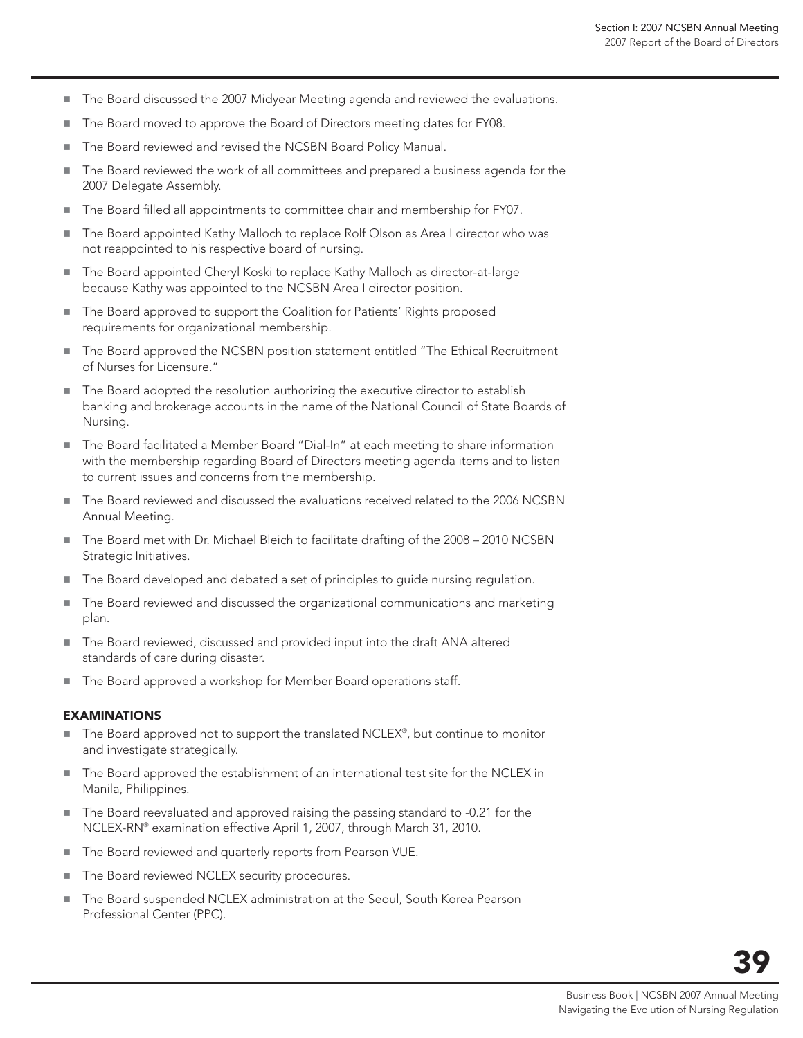- The Board discussed the 2007 Midyear Meeting agenda and reviewed the evaluations.
- The Board moved to approve the Board of Directors meeting dates for FY08.
- The Board reviewed and revised the NCSBN Board Policy Manual.
- The Board reviewed the work of all committees and prepared a business agenda for the 2007 Delegate Assembly.
- The Board filled all appointments to committee chair and membership for FY07.
- The Board appointed Kathy Malloch to replace Rolf Olson as Area I director who was not reappointed to his respective board of nursing.
- The Board appointed Cheryl Koski to replace Kathy Malloch as director-at-large because Kathy was appointed to the NCSBN Area I director position.
- The Board approved to support the Coalition for Patients' Rights proposed requirements for organizational membership.
- The Board approved the NCSBN position statement entitled "The Ethical Recruitment of Nurses for Licensure."
- The Board adopted the resolution authorizing the executive director to establish banking and brokerage accounts in the name of the National Council of State Boards of Nursing.
- The Board facilitated a Member Board "Dial-In" at each meeting to share information with the membership regarding Board of Directors meeting agenda items and to listen to current issues and concerns from the membership.
- The Board reviewed and discussed the evaluations received related to the 2006 NCSBN Annual Meeting.
- The Board met with Dr. Michael Bleich to facilitate drafting of the 2008 – 2010 NCSBN Strategic Initiatives.
- The Board developed and debated a set of principles to guide nursing regulation.
- The Board reviewed and discussed the organizational communications and marketing plan.
- The Board reviewed, discussed and provided input into the draft ANA altered standards of care during disaster.
- The Board approved a workshop for Member Board operations staff.

## EXAMINATIONS

- The Board approved not to support the translated NCLEX®, but continue to monitor and investigate strategically.
- The Board approved the establishment of an international test site for the NCLEX in Manila, Philippines.
- The Board reevaluated and approved raising the passing standard to -0.21 for the NCLEX-RN® examination effective April 1, 2007, through March 31, 2010.
- The Board reviewed and quarterly reports from Pearson VUE.
- The Board reviewed NCLEX security procedures.
- The Board suspended NCLEX administration at the Seoul, South Korea Pearson Professional Center (PPC).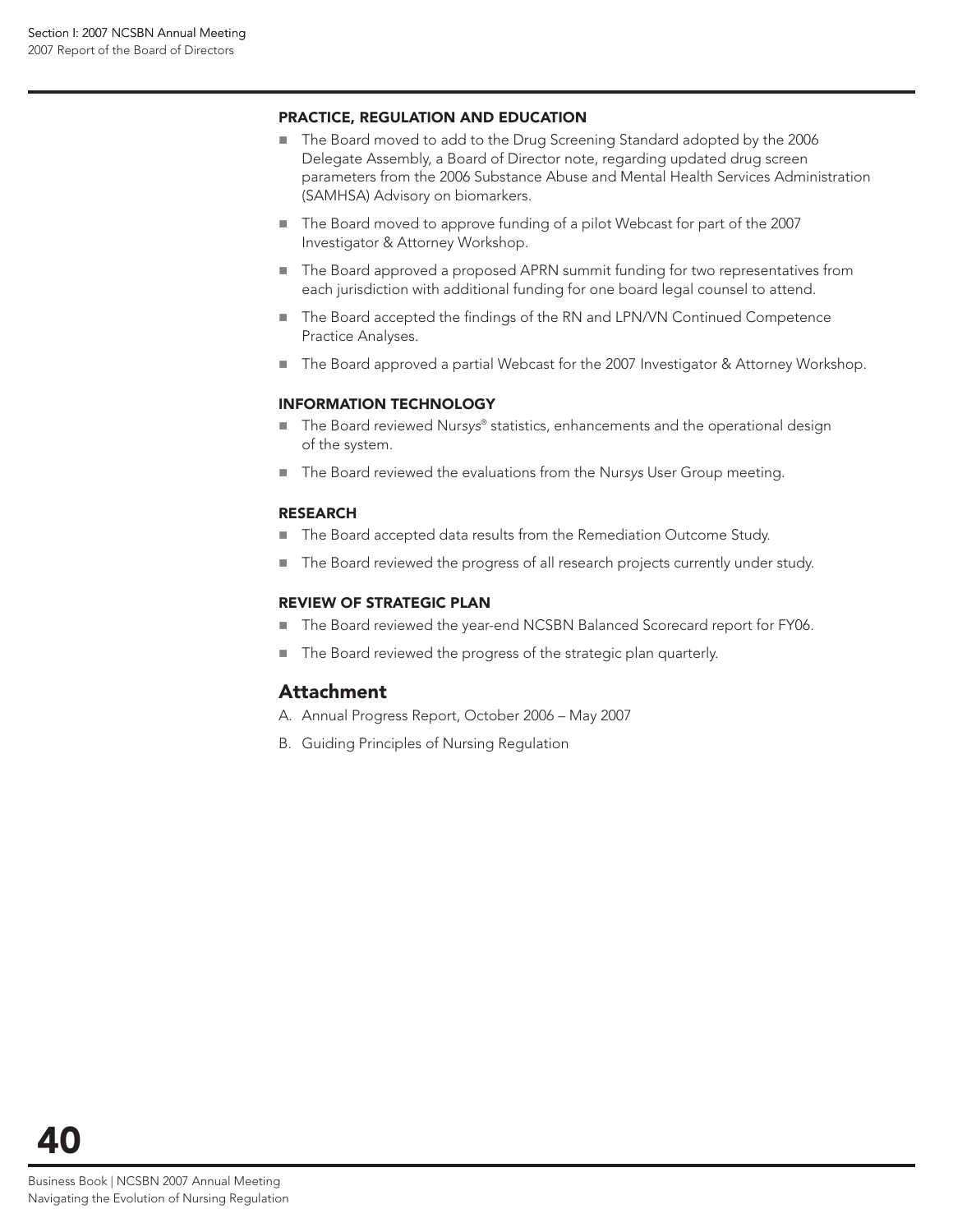### PRACTICE, REGULATION AND EDUCATION

- The Board moved to add to the Drug Screening Standard adopted by the 2006 Delegate Assembly, a Board of Director note, regarding updated drug screen parameters from the 2006 Substance Abuse and Mental Health Services Administration (SAMHSA) Advisory on biomarkers.
- The Board moved to approve funding of a pilot Webcast for part of the 2007 Investigator & Attorney Workshop.
- The Board approved a proposed APRN summit funding for two representatives from each jurisdiction with additional funding for one board legal counsel to attend.
- The Board accepted the findings of the RN and LPN/VN Continued Competence Practice Analyses.
- The Board approved a partial Webcast for the 2007 Investigator & Attorney Workshop.

### INFORMATION TECHNOLOGY

- The Board reviewed Nur*sys*® statistics, enhancements and the operational design of the system.
- The Board reviewed the evaluations from the Nur*sys* User Group meeting.

### RESEARCH

- The Board accepted data results from the Remediation Outcome Study.
- The Board reviewed the progress of all research projects currently under study.

### REVIEW OF STRATEGIC PLAN

- The Board reviewed the year-end NCSBN Balanced Scorecard report for FY06.
- The Board reviewed the progress of the strategic plan quarterly.

## Attachment

A. Annual Progress Report, October 2006 – May 2007

B. Guiding Principles of Nursing Regulation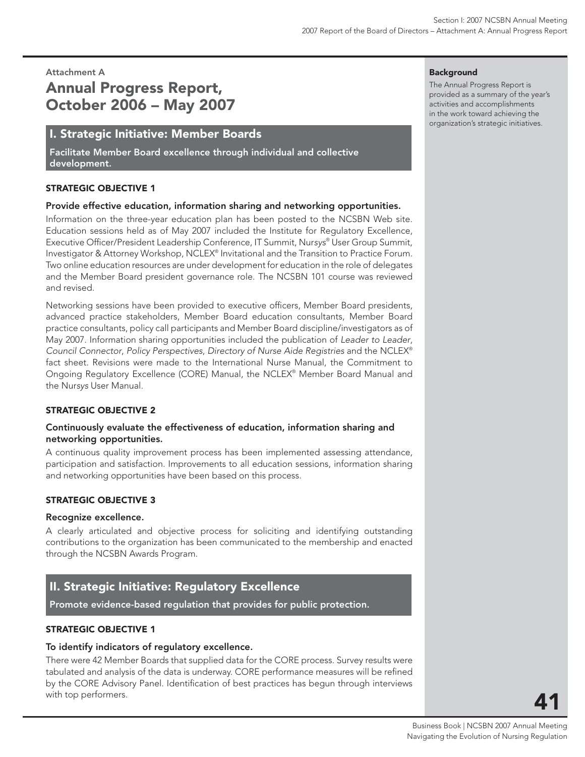Attachment A

# Annual Progress Report, October 2006 – May 2007

**Background**

The Annual Progress Report is provided as a summary of the year's activities and accomplishments in the work toward achieving the organization's strategic initiatives.

## I. Strategic Initiative: Member Boards

**Facilitate Member Board excellence through individual and collective development.**

### STRATEGIC OBJECTIVE 1

**Provide effective education, information sharing and networking opportunities.**

Information on the three-year education plan has been posted to the NCSBN Web site. Education sessions held as of May 2007 included the Institute for Regulatory Excellence, Executive Officer/President Leadership Conference, IT Summit, Nur*sys*® User Group Summit, Investigator & Attorney Workshop, NCLEX® Invitational and the Transition to Practice Forum. Two online education resources are under development for education in the role of delegates and the Member Board president governance role. The NCSBN 101 course was reviewed and revised.

Networking sessions have been provided to executive officers, Member Board presidents, advanced practice stakeholders, Member Board education consultants, Member Board practice consultants, policy call participants and Member Board discipline/investigators as of May 2007. Information sharing opportunities included the publication of *Leader to Leader*, *Council Connector*, *Policy Perspectives*, *Directory of Nurse Aide Registries* and the NCLEX® fact sheet. Revisions were made to the International Nurse Manual, the Commitment to Ongoing Regulatory Excellence (CORE) Manual, the NCLEX® Member Board Manual and the Nur*sys* User Manual.

### STRATEGIC OBJECTIVE 2

**Continuously evaluate the effectiveness of education, information sharing and networking opportunities.**

A continuous quality improvement process has been implemented assessing attendance, participation and satisfaction. Improvements to all education sessions, information sharing and networking opportunities have been based on this process.

### STRATEGIC OBJECTIVE 3

**Recognize excellence.**

A clearly articulated and objective process for soliciting and identifying outstanding contributions to the organization has been communicated to the membership and enacted through the NCSBN Awards Program.

## II. Strategic Initiative: Regulatory Excellence

**Promote evidence-based regulation that provides for public protection.**

### STRATEGIC OBJECTIVE 1

**To identify indicators of regulatory excellence.**

There were 42 Member Boards that supplied data for the CORE process. Survey results were tabulated and analysis of the data is underway. CORE performance measures will be refined by the CORE Advisory Panel. Identification of best practices has begun through interviews with top performers.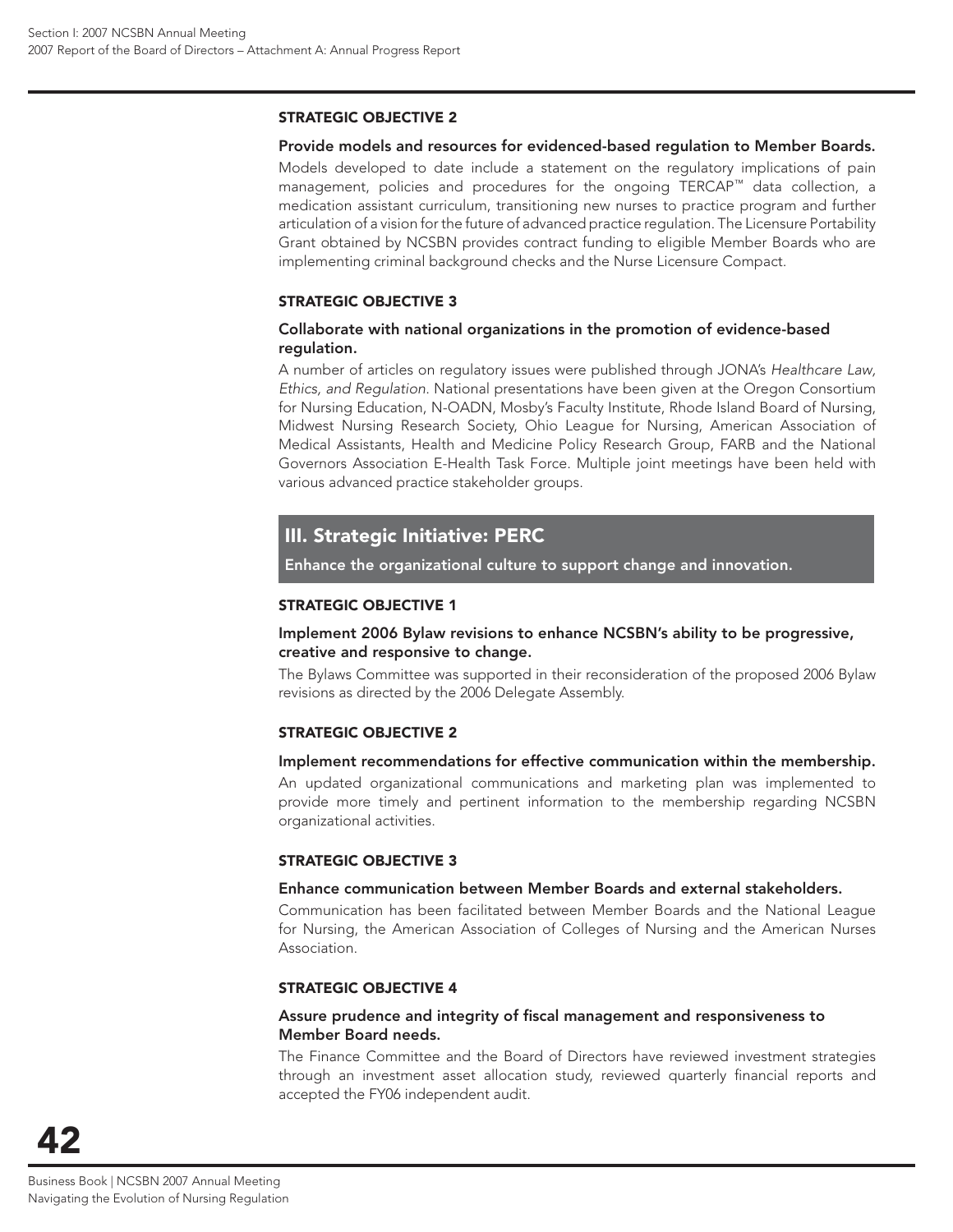### STRATEGIC OBJECTIVE 2

**Provide models and resources for evidenced-based regulation to Member Boards.**

Models developed to date include a statement on the regulatory implications of pain management, policies and procedures for the ongoing TERCAP™ data collection, a medication assistant curriculum, transitioning new nurses to practice program and further articulation of a vision for the future of advanced practice regulation. The Licensure Portability Grant obtained by NCSBN provides contract funding to eligible Member Boards who are implementing criminal background checks and the Nurse Licensure Compact.

### STRATEGIC OBJECTIVE 3

**Collaborate with national organizations in the promotion of evidence-based regulation.**

A number of articles on regulatory issues were published through JONA's *Healthcare Law, Ethics, and Regulation*. National presentations have been given at the Oregon Consortium for Nursing Education, N-OADN, Mosby's Faculty Institute, Rhode Island Board of Nursing, Midwest Nursing Research Society, Ohio League for Nursing, American Association of Medical Assistants, Health and Medicine Policy Research Group, FARB and the National Governors Association E-Health Task Force. Multiple joint meetings have been held with various advanced practice stakeholder groups.

## III. Strategic Initiative: PERC

**Enhance the organizational culture to support change and innovation.**

### STRATEGIC OBJECTIVE 1

**Implement 2006 Bylaw revisions to enhance NCSBN's ability to be progressive, creative and responsive to change.**

The Bylaws Committee was supported in their reconsideration of the proposed 2006 Bylaw revisions as directed by the 2006 Delegate Assembly.

### STRATEGIC OBJECTIVE 2

**Implement recommendations for effective communication within the membership.**

An updated organizational communications and marketing plan was implemented to provide more timely and pertinent information to the membership regarding NCSBN organizational activities.

### STRATEGIC OBJECTIVE 3

**Enhance communication between Member Boards and external stakeholders.**

Communication has been facilitated between Member Boards and the National League for Nursing, the American Association of Colleges of Nursing and the American Nurses Association.

### STRATEGIC OBJECTIVE 4

**Assure prudence and integrity of fiscal management and responsiveness to Member Board needs.**

The Finance Committee and the Board of Directors have reviewed investment strategies through an investment asset allocation study, reviewed quarterly financial reports and accepted the FY06 independent audit.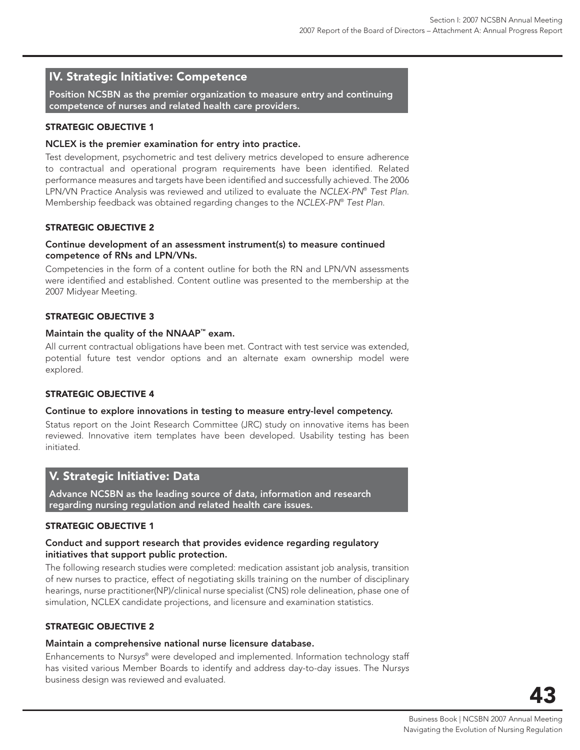## IV. Strategic Initiative: Competence

**Position NCSBN as the premier organization to measure entry and continuing competence of nurses and related health care providers.**

### STRATEGIC OBJECTIVE 1

**NCLEX is the premier examination for entry into practice.**

Test development, psychometric and test delivery metrics developed to ensure adherence to contractual and operational program requirements have been identified. Related performance measures and targets have been identified and successfully achieved. The 2006 LPN/VN Practice Analysis was reviewed and utilized to evaluate the *NCLEX-PN® Test Plan*. Membership feedback was obtained regarding changes to the *NCLEX-PN® Test Plan*.

### STRATEGIC OBJECTIVE 2

**Continue development of an assessment instrument(s) to measure continued competence of RNs and LPN/VNs.**

Competencies in the form of a content outline for both the RN and LPN/VN assessments were identified and established. Content outline was presented to the membership at the 2007 Midyear Meeting.

### STRATEGIC OBJECTIVE 3

**Maintain the quality of the NNAAP™ exam.**

All current contractual obligations have been met. Contract with test service was extended, potential future test vendor options and an alternate exam ownership model were explored.

### STRATEGIC OBJECTIVE 4

**Continue to explore innovations in testing to measure entry-level competency.**

Status report on the Joint Research Committee (JRC) study on innovative items has been reviewed. Innovative item templates have been developed. Usability testing has been initiated.

## V. Strategic Initiative: Data

**Advance NCSBN as the leading source of data, information and research regarding nursing regulation and related health care issues.**

### STRATEGIC OBJECTIVE 1

**Conduct and support research that provides evidence regarding regulatory initiatives that support public protection.**

The following research studies were completed: medication assistant job analysis, transition of new nurses to practice, effect of negotiating skills training on the number of disciplinary hearings, nurse practitioner(NP)/clinical nurse specialist (CNS) role delineation, phase one of simulation, NCLEX candidate projections, and licensure and examination statistics.

### STRATEGIC OBJECTIVE 2

**Maintain a comprehensive national nurse licensure database.**

Enhancements to Nur*sys*® were developed and implemented. Information technology staff has visited various Member Boards to identify and address day-to-day issues. The Nur*sys* business design was reviewed and evaluated.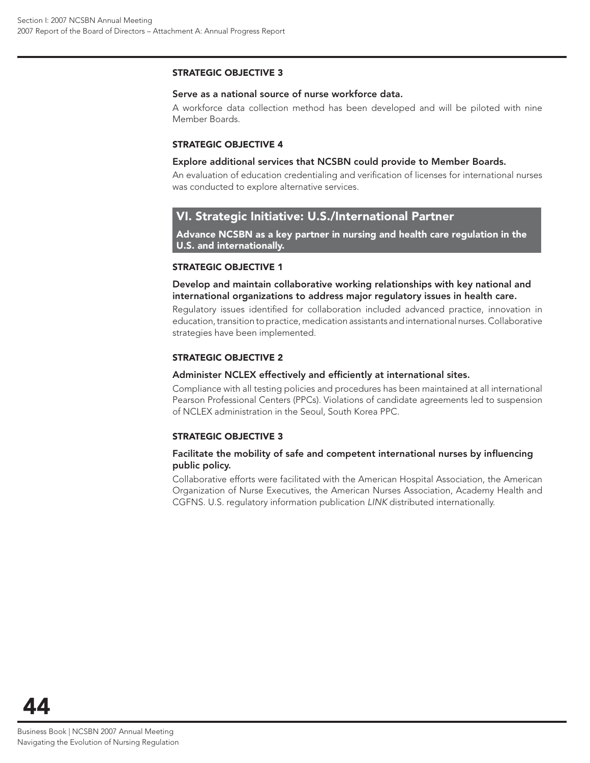#### STRATEGIC OBJECTIVE 3

**Serve as a national source of nurse workforce data.**

A workforce data collection method has been developed and will be piloted with nine Member Boards.

#### STRATEGIC OBJECTIVE 4

**Explore additional services that NCSBN could provide to Member Boards.**

An evaluation of education credentialing and verification of licenses for international nurses was conducted to explore alternative services.

## VI. Strategic Initiative: U.S./International Partner

**Advance NCSBN as a key partner in nursing and health care regulation in the U.S. and internationally.**

#### STRATEGIC OBJECTIVE 1

**Develop and maintain collaborative working relationships with key national and international organizations to address major regulatory issues in health care.**

Regulatory issues identified for collaboration included advanced practice, innovation in education, transition to practice, medication assistants and international nurses. Collaborative strategies have been implemented.

#### STRATEGIC OBJECTIVE 2

**Administer NCLEX effectively and efficiently at international sites.**

Compliance with all testing policies and procedures has been maintained at all international Pearson Professional Centers (PPCs). Violations of candidate agreements led to suspension of NCLEX administration in the Seoul, South Korea PPC.

#### STRATEGIC OBJECTIVE 3

**Facilitate the mobility of safe and competent international nurses by influencing public policy.**

Collaborative efforts were facilitated with the American Hospital Association, the American Organization of Nurse Executives, the American Nurses Association, Academy Health and CGFNS. U.S. regulatory information publication *LINK* distributed internationally.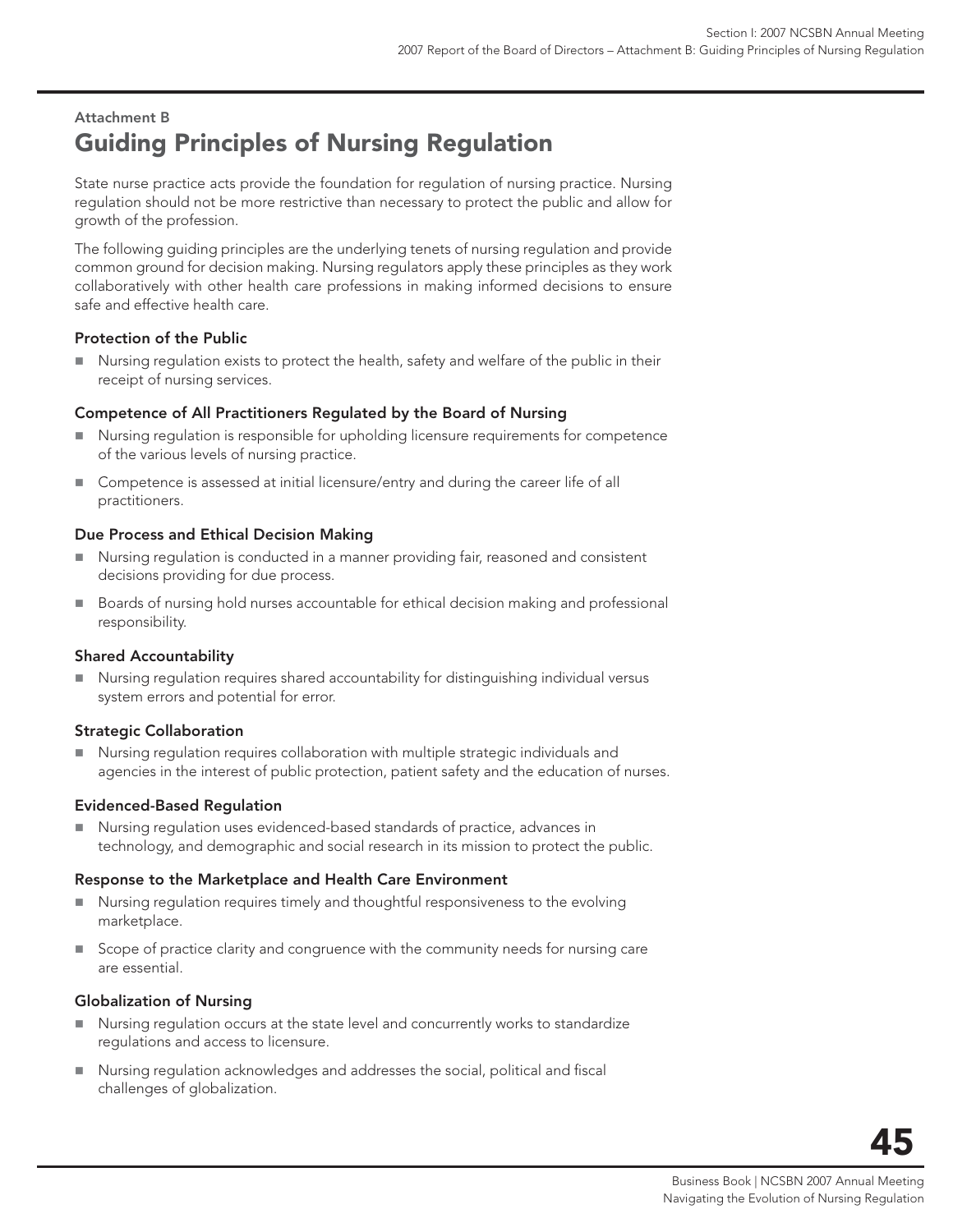Attachment B

# Guiding Principles of Nursing Regulation

State nurse practice acts provide the foundation for regulation of nursing practice. Nursing regulation should not be more restrictive than necessary to protect the public and allow for growth of the profession.

The following guiding principles are the underlying tenets of nursing regulation and provide common ground for decision making. Nursing regulators apply these principles as they work collaboratively with other health care professions in making informed decisions to ensure safe and effective health care.

### Protection of the Public

- Nursing regulation exists to protect the health, safety and welfare of the public in their receipt of nursing services.

### Competence of All Practitioners Regulated by the Board of Nursing

- Nursing regulation is responsible for upholding licensure requirements for competence of the various levels of nursing practice.
- Competence is assessed at initial licensure/entry and during the career life of all practitioners.

### Due Process and Ethical Decision Making

- Nursing regulation is conducted in a manner providing fair, reasoned and consistent decisions providing for due process.
- Boards of nursing hold nurses accountable for ethical decision making and professional responsibility.

### Shared Accountability

- Nursing regulation requires shared accountability for distinguishing individual versus system errors and potential for error.

### Strategic Collaboration

- Nursing regulation requires collaboration with multiple strategic individuals and agencies in the interest of public protection, patient safety and the education of nurses.

### Evidenced-Based Regulation

- Nursing regulation uses evidenced-based standards of practice, advances in technology, and demographic and social research in its mission to protect the public.

### Response to the Marketplace and Health Care Environment

- Nursing regulation requires timely and thoughtful responsiveness to the evolving marketplace.
- Scope of practice clarity and congruence with the community needs for nursing care are essential.

### Globalization of Nursing

- Nursing regulation occurs at the state level and concurrently works to standardize regulations and access to licensure.
- Nursing regulation acknowledges and addresses the social, political and fiscal challenges of globalization.